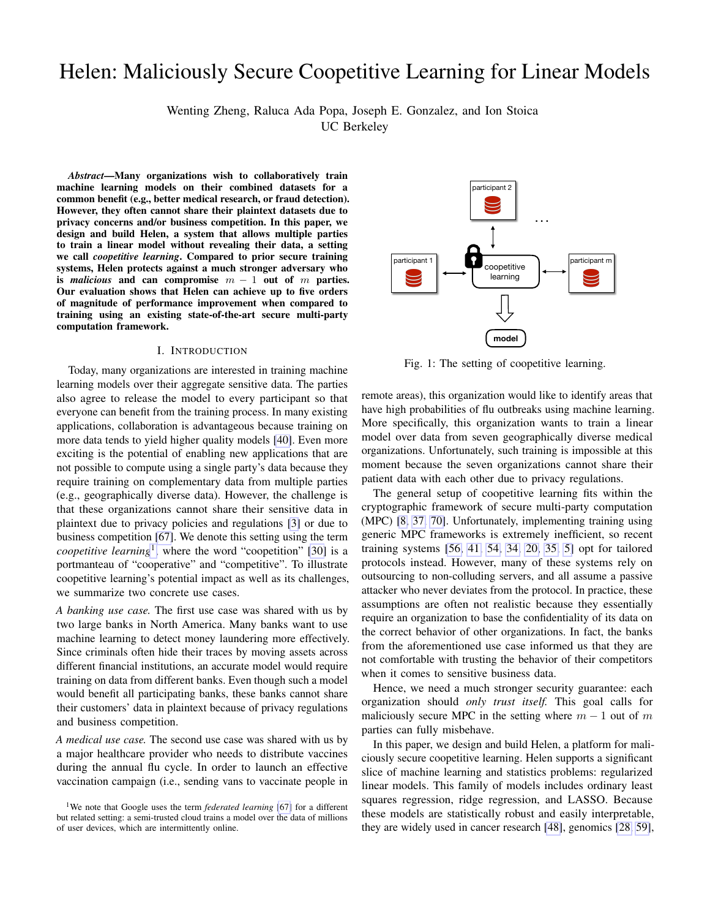# Helen: Maliciously Secure Coopetitive Learning for Linear Models

Wenting Zheng, Raluca Ada Popa, Joseph E. Gonzalez, and Ion Stoica
UC Berkeley

***Abstract*—Many organizations wish to collaboratively train machine learning models on their combined datasets for a common benefit (e.g., better medical research, or fraud detection). However, they often cannot share their plaintext datasets due to privacy concerns and/or business competition. In this paper, we design and build Helen, a system that allows multiple parties to train a linear model without revealing their data, a setting we call *coopetitive learning*. Compared to prior secure training systems, Helen protects against a much stronger adversary who is *malicious* and can compromise $m-1$ out of $m$ parties. Our evaluation shows that Helen can achieve up to five orders of magnitude of performance improvement when compared to training using an existing state-of-the-art secure multi-party computation framework.**

## I. Introduction

Today, many organizations are interested in training machine learning models over their aggregate sensitive data. The parties also agree to release the model to every participant so that everyone can benefit from the training process. In many existing applications, collaboration is advantageous because training on more data tends to yield higher quality models [40]. Even more exciting is the potential of enabling new applications that are not possible to compute using a single party's data because they require training on complementary data from multiple parties (e.g., geographically diverse data). However, the challenge is that these organizations cannot share their sensitive data in plaintext due to privacy policies and regulations [3] or due to business competition [67]. We denote this setting using the term *coopetitive learning*[1], where the word "coopetition" [30] is a portmanteau of "cooperative" and "competitive". To illustrate coopetitive learning's potential impact as well as its challenges, we summarize two concrete use cases.

*A banking use case.* The first use case was shared with us by two large banks in North America. Many banks want to use machine learning to detect money laundering more effectively. Since criminals often hide their traces by moving assets across different financial institutions, an accurate model would require training on data from different banks. Even though such a model would benefit all participating banks, these banks cannot share their customers' data in plaintext because of privacy regulations and business competition.

*A medical use case.* The second use case was shared with us by a major healthcare provider who needs to distribute vaccines during the annual flu cycle. In order to launch an effective vaccination campaign (i.e., sending vans to vaccinate people in remote areas), this organization would like to identify areas that have high probabilities of flu outbreaks using machine learning. More specifically, this organization wants to train a linear model over data from seven geographically diverse medical organizations. Unfortunately, such training is impossible at this moment because the seven organizations cannot share their patient data with each other due to privacy regulations.

Fig. 1: The setting of coopetitive learning.

The general setup of coopetitive learning fits within the cryptographic framework of secure multi-party computation (MPC) [8, 37, 70]. Unfortunately, implementing training using generic MPC frameworks is extremely inefficient, so recent training systems [56, 41, 54, 34, 20, 35, 5] opt for tailored protocols instead. However, many of these systems rely on outsourcing to non-colluding servers, and all assume a passive attacker who never deviates from the protocol. In practice, these assumptions are often not realistic because they essentially require an organization to base the confidentiality of its data on the correct behavior of other organizations. In fact, the banks from the aforementioned use case informed us that they are not comfortable with trusting the behavior of their competitors when it comes to sensitive business data.

Hence, we need a much stronger security guarantee: each organization should *only trust itself.* This goal calls for maliciously secure MPC in the setting where $m-1$ out of $m$ parties can fully misbehave.

In this paper, we design and build Helen, a platform for maliciously secure coopetitive learning. Helen supports a significant slice of machine learning and statistics problems: regularized linear models. This family of models includes ordinary least squares regression, ridge regression, and LASSO. Because these models are statistically robust and easily interpretable, they are widely used in cancer research [48], genomics [28, 59],

[1]We note that Google uses the term *federated learning* [67] for a different but related setting: a semi-trusted cloud trains a model over the data of millions of user devices, which are intermittently online.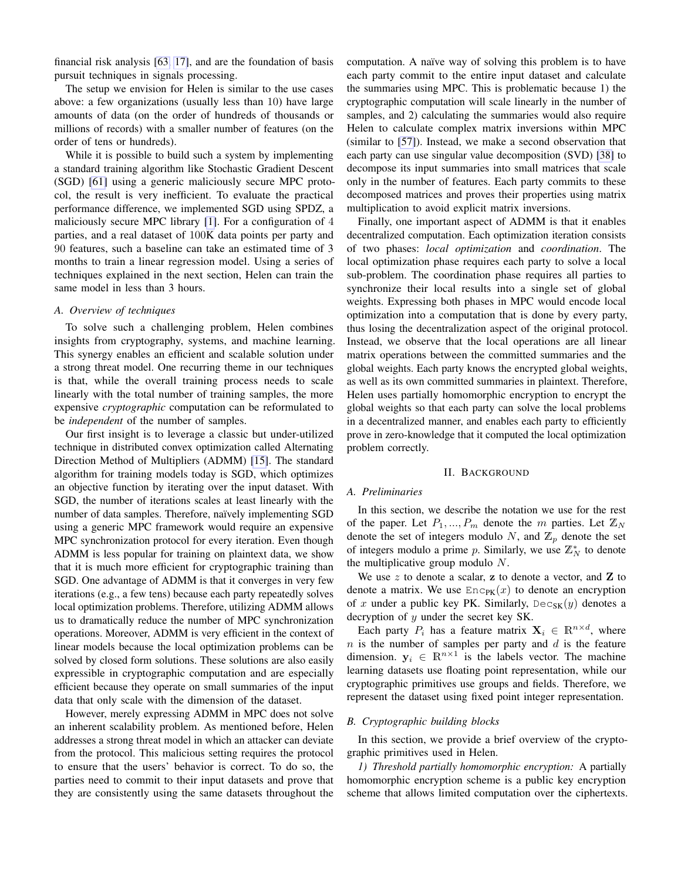financial risk analysis [63, 17], and are the foundation of basis pursuit techniques in signals processing.

The setup we envision for Helen is similar to the use cases above: a few organizations (usually less than 10) have large amounts of data (on the order of hundreds of thousands or millions of records) with a smaller number of features (on the order of tens or hundreds).

While it is possible to build such a system by implementing a standard training algorithm like Stochastic Gradient Descent (SGD) [61] using a generic maliciously secure MPC protocol, the result is very inefficient. To evaluate the practical performance difference, we implemented SGD using SPDZ, a maliciously secure MPC library [1]. For a configuration of 4 parties, and a real dataset of 100K data points per party and 90 features, such a baseline can take an estimated time of 3 months to train a linear regression model. Using a series of techniques explained in the next section, Helen can train the same model in less than 3 hours.

### A. Overview of techniques

To solve such a challenging problem, Helen combines insights from cryptography, systems, and machine learning. This synergy enables an efficient and scalable solution under a strong threat model. One recurring theme in our techniques is that, while the overall training process needs to scale linearly with the total number of training samples, the more expensive *cryptographic* computation can be reformulated to be *independent* of the number of samples.

Our first insight is to leverage a classic but under-utilized technique in distributed convex optimization called Alternating Direction Method of Multipliers (ADMM) [15]. The standard algorithm for training models today is SGD, which optimizes an objective function by iterating over the input dataset. With SGD, the number of iterations scales at least linearly with the number of data samples. Therefore, naïvely implementing SGD using a generic MPC framework would require an expensive MPC synchronization protocol for every iteration. Even though ADMM is less popular for training on plaintext data, we show that it is much more efficient for cryptographic training than SGD. One advantage of ADMM is that it converges in very few iterations (e.g., a few tens) because each party repeatedly solves local optimization problems. Therefore, utilizing ADMM allows us to dramatically reduce the number of MPC synchronization operations. Moreover, ADMM is very efficient in the context of linear models because the local optimization problems can be solved by closed form solutions. These solutions are also easily expressible in cryptographic computation and are especially efficient because they operate on small summaries of the input data that only scale with the dimension of the dataset.

However, merely expressing ADMM in MPC does not solve an inherent scalability problem. As mentioned before, Helen addresses a strong threat model in which an attacker can deviate from the protocol. This malicious setting requires the protocol to ensure that the users' behavior is correct. To do so, the parties need to commit to their input datasets and prove that they are consistently using the same datasets throughout the computation. A naïve way of solving this problem is to have each party commit to the entire input dataset and calculate the summaries using MPC. This is problematic because 1) the cryptographic computation will scale linearly in the number of samples, and 2) calculating the summaries would also require Helen to calculate complex matrix inversions within MPC (similar to [57]). Instead, we make a second observation that each party can use singular value decomposition (SVD) [38] to decompose its input summaries into small matrices that scale only in the number of features. Each party commits to these decomposed matrices and proves their properties using matrix multiplication to avoid explicit matrix inversions.

Finally, one important aspect of ADMM is that it enables decentralized computation. Each optimization iteration consists of two phases: *local optimization* and *coordination*. The local optimization phase requires each party to solve a local sub-problem. The coordination phase requires all parties to synchronize their local results into a single set of global weights. Expressing both phases in MPC would encode local optimization into a computation that is done by every party, thus losing the decentralization aspect of the original protocol. Instead, we observe that the local operations are all linear matrix operations between the committed summaries and the global weights. Each party knows the encrypted global weights, as well as its own committed summaries in plaintext. Therefore, Helen uses partially homomorphic encryption to encrypt the global weights so that each party can solve the local problems in a decentralized manner, and enables each party to efficiently prove in zero-knowledge that it computed the local optimization problem correctly.

## II. Background

### A. Preliminaries

In this section, we describe the notation we use for the rest of the paper. Let $P_1, ..., P_m$ denote the $m$ parties. Let $\mathbb{Z}_N$ denote the set of integers modulo $N$, and $\mathbb{Z}_p$ denote the set of integers modulo a prime $p$. Similarly, we use $\mathbb{Z}_N^*$ to denote the multiplicative group modulo $N$.

We use $z$ to denote a scalar, $\mathbf{z}$ to denote a vector, and $\mathbf{Z}$ to denote a matrix. We use $\texttt{Enc}_{\texttt{PK}}(x)$ to denote an encryption of $x$ under a public key PK. Similarly, $\texttt{Dec}_{\texttt{SK}}(y)$ denotes a decryption of $y$ under the secret key SK.

Each party $P_i$ has a feature matrix $\mathbf{X}_i \in \mathbb{R}^{n \times d}$, where $n$ is the number of samples per party and $d$ is the feature dimension. $\mathbf{y}_i \in \mathbb{R}^{n \times 1}$ is the labels vector. The machine learning datasets use floating point representation, while our cryptographic primitives use groups and fields. Therefore, we represent the dataset using fixed point integer representation.

### B. Cryptographic building blocks

In this section, we provide a brief overview of the cryptographic primitives used in Helen.

*1) Threshold partially homomorphic encryption:* A partially homomorphic encryption scheme is a public key encryption scheme that allows limited computation over the ciphertexts.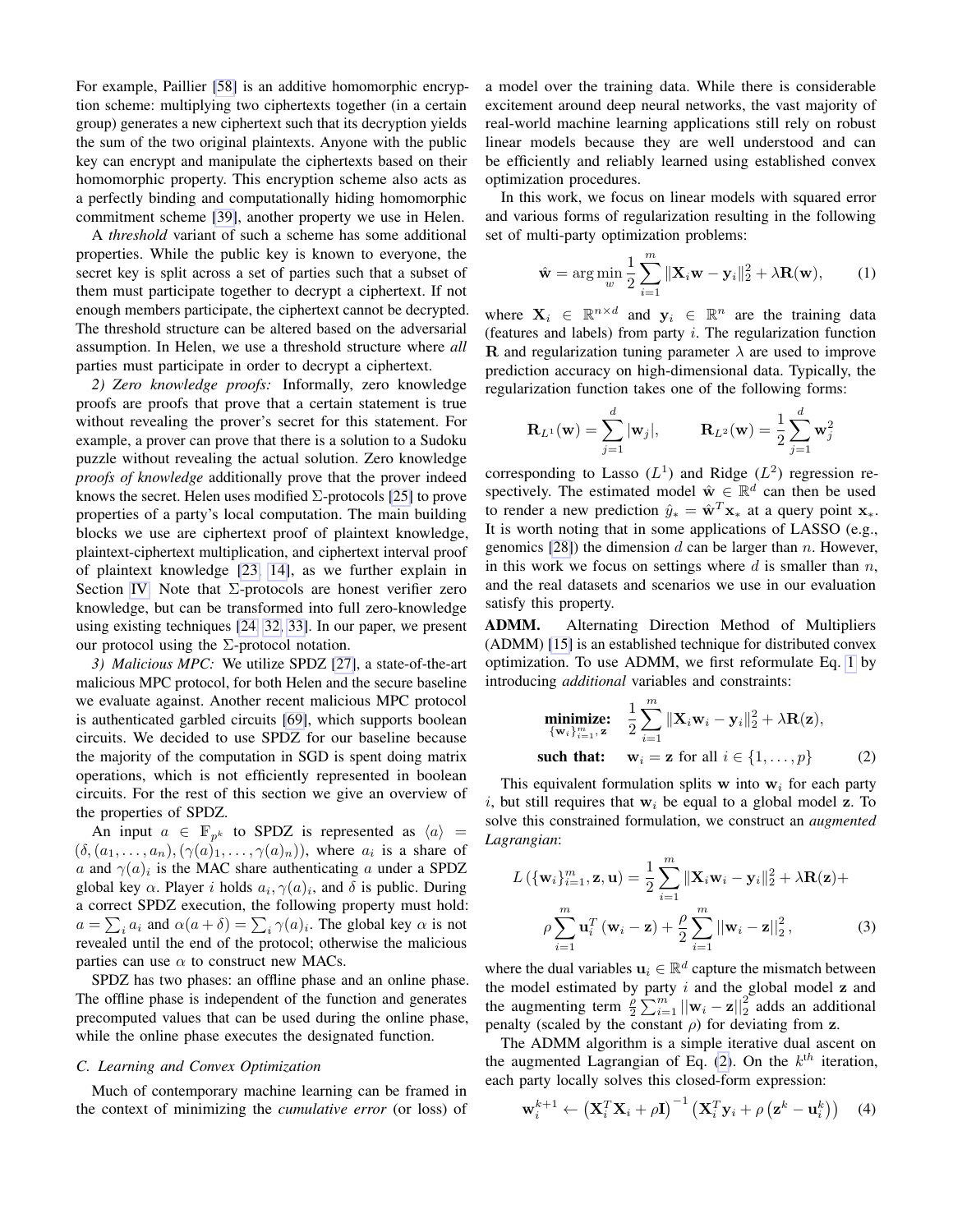For example, Paillier [58] is an additive homomorphic encryption scheme: multiplying two ciphertexts together (in a certain group) generates a new ciphertext such that its decryption yields the sum of the two original plaintexts. Anyone with the public key can encrypt and manipulate the ciphertexts based on their homomorphic property. This encryption scheme also acts as a perfectly binding and computationally hiding homomorphic commitment scheme [39], another property we use in Helen.

A *threshold* variant of such a scheme has some additional properties. While the public key is known to everyone, the secret key is split across a set of parties such that a subset of them must participate together to decrypt a ciphertext. If not enough members participate, the ciphertext cannot be decrypted. The threshold structure can be altered based on the adversarial assumption. In Helen, we use a threshold structure where *all* parties must participate in order to decrypt a ciphertext.

*2) Zero knowledge proofs:* Informally, zero knowledge proofs are proofs that prove that a certain statement is true without revealing the prover's secret for this statement. For example, a prover can prove that there is a solution to a Sudoku puzzle without revealing the actual solution. Zero knowledge *proofs of knowledge* additionally prove that the prover indeed knows the secret. Helen uses modified Σ-protocols [25] to prove properties of a party's local computation. The main building blocks we use are ciphertext proof of plaintext knowledge, plaintext-ciphertext multiplication, and ciphertext interval proof of plaintext knowledge [23, 14], as we further explain in Section IV. Note that Σ-protocols are honest verifier zero knowledge, but can be transformed into full zero-knowledge using existing techniques [24, 32, 33]. In our paper, we present our protocol using the Σ-protocol notation.

*3) Malicious MPC:* We utilize SPDZ [27], a state-of-the-art malicious MPC protocol, for both Helen and the secure baseline we evaluate against. Another recent malicious MPC protocol is authenticated garbled circuits [69], which supports boolean circuits. We decided to use SPDZ for our baseline because the majority of the computation in SGD is spent doing matrix operations, which is not efficiently represented in boolean circuits. For the rest of this section we give an overview of the properties of SPDZ.

An input $a \in \mathbb{F}_{p^k}$ to SPDZ is represented as $\langle a \rangle = (\delta, (a_1, \ldots, a_n), (\gamma(a)_1, \ldots, \gamma(a)_n))$, where $a_i$ is a share of $a$ and $\gamma(a)_i$ is the MAC share authenticating $a$ under a SPDZ global key $\alpha$. Player $i$ holds $a_i, \gamma(a)_i$, and $\delta$ is public. During a correct SPDZ execution, the following property must hold: $a = \sum_i a_i$ and $\alpha(a + \delta) = \sum_i \gamma(a)_i$. The global key $\alpha$ is not revealed until the end of the protocol; otherwise the malicious parties can use $\alpha$ to construct new MACs.

SPDZ has two phases: an offline phase and an online phase. The offline phase is independent of the function and generates precomputed values that can be used during the online phase, while the online phase executes the designated function.

### C. Learning and Convex Optimization

Much of contemporary machine learning can be framed in the context of minimizing the *cumulative error* (or loss) of a model over the training data. While there is considerable excitement around deep neural networks, the vast majority of real-world machine learning applications still rely on robust linear models because they are well understood and can be efficiently and reliably learned using established convex optimization procedures.

In this work, we focus on linear models with squared error and various forms of regularization resulting in the following set of multi-party optimization problems:

$$\hat{\mathbf{w}} = \arg\min_{w} \frac{1}{2} \sum_{i=1}^{m} \|\mathbf{X}_i \mathbf{w} - \mathbf{y}_i\|_2^2 + \lambda \mathbf{R}(\mathbf{w}), \tag{1}$$

where $\mathbf{X}_i \in \mathbb{R}^{n \times d}$ and $\mathbf{y}_i \in \mathbb{R}^n$ are the training data (features and labels) from party $i$. The regularization function $\mathbf{R}$ and regularization tuning parameter $\lambda$ are used to improve prediction accuracy on high-dimensional data. Typically, the regularization function takes one of the following forms:

$$\mathbf{R}_{L^1}(\mathbf{w}) = \sum_{j=1}^{d} |\mathbf{w}_j|, \qquad \mathbf{R}_{L^2}(\mathbf{w}) = \frac{1}{2} \sum_{j=1}^{d} \mathbf{w}_j^2$$

corresponding to Lasso ($L^1$) and Ridge ($L^2$) regression respectively. The estimated model $\hat{\mathbf{w}} \in \mathbb{R}^d$ can then be used to render a new prediction $\hat{y}_* = \hat{\mathbf{w}}^T \mathbf{x}_*$ at a query point $\mathbf{x}_*$. It is worth noting that in some applications of LASSO (e.g., genomics [28]) the dimension $d$ can be larger than $n$. However, in this work we focus on settings where $d$ is smaller than $n$, and the real datasets and scenarios we use in our evaluation satisfy this property.

**ADMM.** Alternating Direction Method of Multipliers (ADMM) [15] is an established technique for distributed convex optimization. To use ADMM, we first reformulate Eq. 1 by introducing *additional* variables and constraints:

$$\begin{aligned}
\underset{\{\mathbf{w}_i\}_{i=1}^m, \mathbf{z}}{\textbf{minimize:}} \quad & \frac{1}{2} \sum_{i=1}^{m} \|\mathbf{X}_i \mathbf{w}_i - \mathbf{y}_i\|_2^2 + \lambda \mathbf{R}(\mathbf{z}), \\
\textbf{such that:} \quad & \mathbf{w}_i = \mathbf{z} \text{ for all } i \in \{1, \ldots, p\}
\end{aligned} \tag{2}$$

This equivalent formulation splits $\mathbf{w}$ into $\mathbf{w}_i$ for each party $i$, but still requires that $\mathbf{w}_i$ be equal to a global model $\mathbf{z}$. To solve this constrained formulation, we construct an *augmented Lagrangian*:

$$\begin{aligned}
L\left(\{\mathbf{w}_i\}_{i=1}^m, \mathbf{z}, \mathbf{u}\right) = \frac{1}{2} \sum_{i=1}^{m} \|\mathbf{X}_i \mathbf{w}_i - \mathbf{y}_i\|_2^2 + \lambda \mathbf{R}(\mathbf{z}) + \\
\rho \sum_{i=1}^{m} \mathbf{u}_i^T (\mathbf{w}_i - \mathbf{z}) + \frac{\rho}{2} \sum_{i=1}^{m} ||\mathbf{w}_i - \mathbf{z}||_2^2,
\end{aligned} \tag{3}$$

where the dual variables $\mathbf{u}_i \in \mathbb{R}^d$ capture the mismatch between the model estimated by party $i$ and the global model $\mathbf{z}$ and the augmenting term $\frac{\rho}{2} \sum_{i=1}^{m} ||\mathbf{w}_i - \mathbf{z}||_2^2$ adds an additional penalty (scaled by the constant $\rho$) for deviating from $\mathbf{z}$.

The ADMM algorithm is a simple iterative dual ascent on the augmented Lagrangian of Eq. (2). On the $k^{th}$ iteration, each party locally solves this closed-form expression:

$$\mathbf{w}_i^{k+1} \leftarrow \left(\mathbf{X}_i^T \mathbf{X}_i + \rho \mathbf{I}\right)^{-1} \left(\mathbf{X}_i^T \mathbf{y}_i + \rho \left(\mathbf{z}^k - \mathbf{u}_i^k\right)\right) \tag{4}$$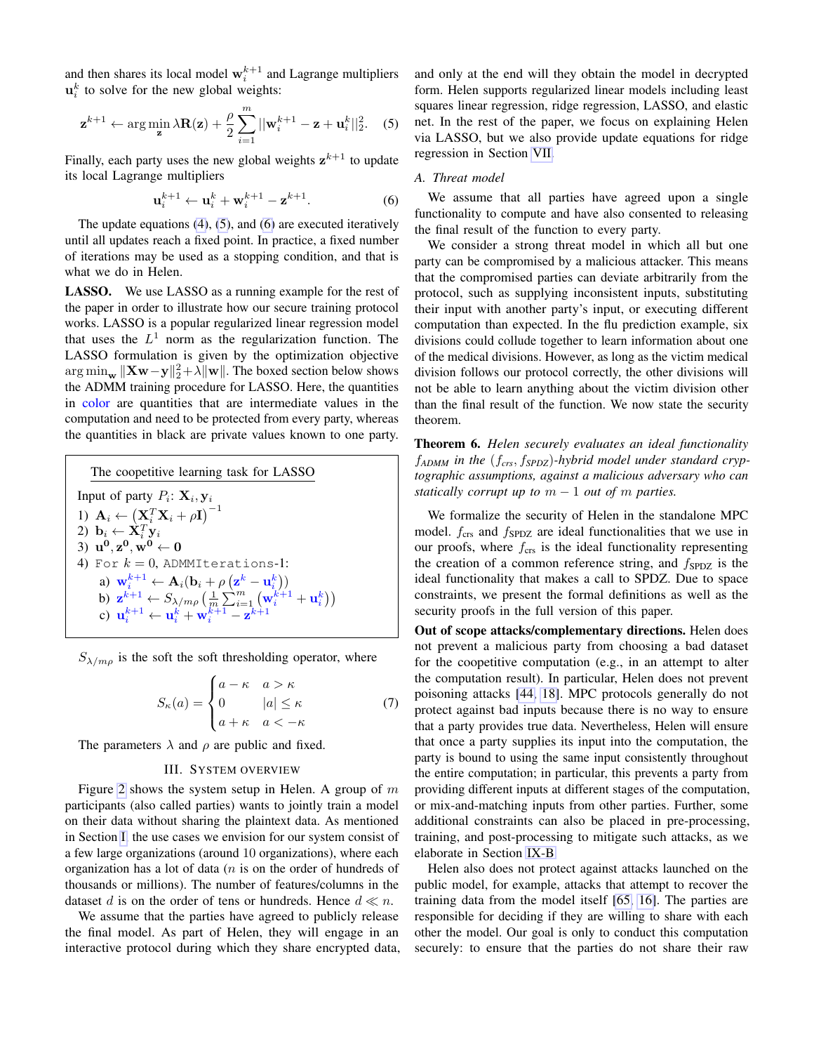and then shares its local model $\mathbf{w}_i^{k+1}$ and Lagrange multipliers $\mathbf{u}_i^k$ to solve for the new global weights:

$$\mathbf{z}^{k+1} \leftarrow \arg\min_{\mathbf{z}} \lambda \mathbf{R}(\mathbf{z}) + \frac{\rho}{2}\sum_{i=1}^{m} ||\mathbf{w}_i^{k+1} - \mathbf{z} + \mathbf{u}_i^k||_2^2. \quad (5)$$

Finally, each party uses the new global weights $\mathbf{z}^{k+1}$ to update its local Lagrange multipliers

$$\mathbf{u}_i^{k+1} \leftarrow \mathbf{u}_i^k + \mathbf{w}_i^{k+1} - \mathbf{z}^{k+1}. \quad (6)$$

The update equations (4), (5), and (6) are executed iteratively until all updates reach a fixed point. In practice, a fixed number of iterations may be used as a stopping condition, and that is what we do in Helen.

**LASSO.** We use LASSO as a running example for the rest of the paper in order to illustrate how our secure training protocol works. LASSO is a popular regularized linear regression model that uses the $L^1$ norm as the regularization function. The LASSO formulation is given by the optimization objective $\arg\min_{\mathbf{w}} \|\mathbf{X}\mathbf{w} - \mathbf{y}\|_2^2 + \lambda\|\mathbf{w}\|$. The boxed section below shows the ADMM training procedure for LASSO. Here, the quantities in color are quantities that are intermediate values in the computation and need to be protected from every party, whereas the quantities in black are private values known to one party.

> The coopetitive learning task for LASSO
>
> Input of party $P_i$: $\mathbf{X}_i, \mathbf{y}_i$
>
> 1) $\mathbf{A}_i \leftarrow \left(\mathbf{X}_i^T\mathbf{X}_i + \rho\mathbf{I}\right)^{-1}$
> 2) $\mathbf{b}_i \leftarrow \mathbf{X}_i^T\mathbf{y}_i$
> 3) $\mathbf{u^0}, \mathbf{z^0}, \mathbf{w^0} \leftarrow \mathbf{0}$
> 4) For $k = 0$, ADMMIterations-1:
>    a) $\mathbf{w}_i^{k+1} \leftarrow \mathbf{A}_i(\mathbf{b}_i + \rho\left(\mathbf{z}^k - \mathbf{u}_i^k\right))$
>    b) $\mathbf{z}^{k+1} \leftarrow S_{\lambda/m\rho}\left(\frac{1}{m}\sum_{i=1}^{m}\left(\mathbf{w}_i^{k+1} + \mathbf{u}_i^k\right)\right)$
>    c) $\mathbf{u}_i^{k+1} \leftarrow \mathbf{u}_i^k + \mathbf{w}_i^{k+1} - \mathbf{z}^{k+1}$

$S_{\lambda/m\rho}$ is the soft the soft thresholding operator, where

$$S_\kappa(a) = \begin{cases} a - \kappa & a > \kappa \\ 0 & |a| \le \kappa \\ a + \kappa & a < -\kappa \end{cases} \quad (7)$$

The parameters $\lambda$ and $\rho$ are public and fixed.

## III. System Overview

Figure 2 shows the system setup in Helen. A group of $m$ participants (also called parties) wants to jointly train a model on their data without sharing the plaintext data. As mentioned in Section I, the use cases we envision for our system consist of a few large organizations (around 10 organizations), where each organization has a lot of data ($n$ is on the order of hundreds of thousands or millions). The number of features/columns in the dataset $d$ is on the order of tens or hundreds. Hence $d \ll n$.

We assume that the parties have agreed to publicly release the final model. As part of Helen, they will engage in an interactive protocol during which they share encrypted data, and only at the end will they obtain the model in decrypted form. Helen supports regularized linear models including least squares linear regression, ridge regression, LASSO, and elastic net. In the rest of the paper, we focus on explaining Helen via LASSO, but we also provide update equations for ridge regression in Section VII.

### A. Threat model

We assume that all parties have agreed upon a single functionality to compute and have also consented to releasing the final result of the function to every party.

We consider a strong threat model in which all but one party can be compromised by a malicious attacker. This means that the compromised parties can deviate arbitrarily from the protocol, such as supplying inconsistent inputs, substituting their input with another party's input, or executing different computation than expected. In the flu prediction example, six divisions could collude together to learn information about one of the medical divisions. However, as long as the victim medical division follows our protocol correctly, the other divisions will not be able to learn anything about the victim division other than the final result of the function. We now state the security theorem.

**Theorem 6.** *Helen securely evaluates an ideal functionality $f_{ADMM}$ in the $(f_{crs}, f_{SPDZ})$-hybrid model under standard cryptographic assumptions, against a malicious adversary who can statically corrupt up to $m-1$ out of $m$ parties.*

We formalize the security of Helen in the standalone MPC model. $f_{\text{crs}}$ and $f_{\text{SPDZ}}$ are ideal functionalities that we use in our proofs, where $f_{\text{crs}}$ is the ideal functionality representing the creation of a common reference string, and $f_{\text{SPDZ}}$ is the ideal functionality that makes a call to SPDZ. Due to space constraints, we present the formal definitions as well as the security proofs in the full version of this paper.

**Out of scope attacks/complementary directions.** Helen does not prevent a malicious party from choosing a bad dataset for the coopetitive computation (e.g., in an attempt to alter the computation result). In particular, Helen does not prevent poisoning attacks [44, 18]. MPC protocols generally do not protect against bad inputs because there is no way to ensure that a party provides true data. Nevertheless, Helen will ensure that once a party supplies its input into the computation, the party is bound to using the same input consistently throughout the entire computation; in particular, this prevents a party from providing different inputs at different stages of the computation, or mix-and-matching inputs from other parties. Further, some additional constraints can also be placed in pre-processing, training, and post-processing to mitigate such attacks, as we elaborate in Section IX-B.

Helen also does not protect against attacks launched on the public model, for example, attacks that attempt to recover the training data from the model itself [65, 16]. The parties are responsible for deciding if they are willing to share with each other the model. Our goal is only to conduct this computation securely: to ensure that the parties do not share their raw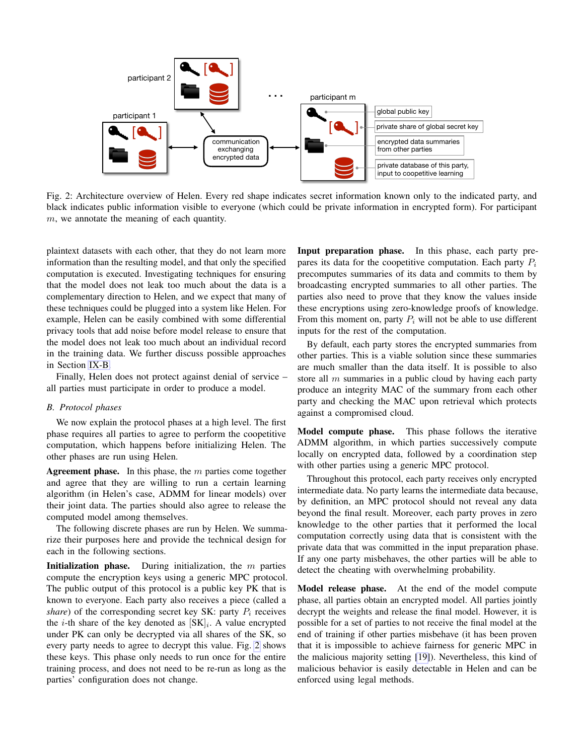Fig. 2: Architecture overview of Helen. Every red shape indicates secret information known only to the indicated party, and black indicates public information visible to everyone (which could be private information in encrypted form). For participant $m$, we annotate the meaning of each quantity.

plaintext datasets with each other, that they do not learn more information than the resulting model, and that only the specified computation is executed. Investigating techniques for ensuring that the model does not leak too much about the data is a complementary direction to Helen, and we expect that many of these techniques could be plugged into a system like Helen. For example, Helen can be easily combined with some differential privacy tools that add noise before model release to ensure that the model does not leak too much about an individual record in the training data. We further discuss possible approaches in Section IX-B.

Finally, Helen does not protect against denial of service – all parties must participate in order to produce a model.

### B. Protocol phases

We now explain the protocol phases at a high level. The first phase requires all parties to agree to perform the coopetitive computation, which happens before initializing Helen. The other phases are run using Helen.

**Agreement phase.** In this phase, the $m$ parties come together and agree that they are willing to run a certain learning algorithm (in Helen's case, ADMM for linear models) over their joint data. The parties should also agree to release the computed model among themselves.

The following discrete phases are run by Helen. We summarize their purposes here and provide the technical design for each in the following sections.

**Initialization phase.** During initialization, the $m$ parties compute the encryption keys using a generic MPC protocol. The public output of this protocol is a public key PK that is known to everyone. Each party also receives a piece (called a *share*) of the corresponding secret key SK: party $P_i$ receives the $i$-th share of the key denoted as $[\text{SK}]_i$. A value encrypted under PK can only be decrypted via all shares of the SK, so every party needs to agree to decrypt this value. Fig. 2 shows these keys. This phase only needs to run once for the entire training process, and does not need to be re-run as long as the parties' configuration does not change.

**Input preparation phase.** In this phase, each party prepares its data for the coopetitive computation. Each party $P_i$ precomputes summaries of its data and commits to them by broadcasting encrypted summaries to all other parties. The parties also need to prove that they know the values inside these encryptions using zero-knowledge proofs of knowledge. From this moment on, party $P_i$ will not be able to use different inputs for the rest of the computation.

By default, each party stores the encrypted summaries from other parties. This is a viable solution since these summaries are much smaller than the data itself. It is possible to also store all $m$ summaries in a public cloud by having each party produce an integrity MAC of the summary from each other party and checking the MAC upon retrieval which protects against a compromised cloud.

**Model compute phase.** This phase follows the iterative ADMM algorithm, in which parties successively compute locally on encrypted data, followed by a coordination step with other parties using a generic MPC protocol.

Throughout this protocol, each party receives only encrypted intermediate data. No party learns the intermediate data because, by definition, an MPC protocol should not reveal any data beyond the final result. Moreover, each party proves in zero knowledge to the other parties that it performed the local computation correctly using data that is consistent with the private data that was committed in the input preparation phase. If any one party misbehaves, the other parties will be able to detect the cheating with overwhelming probability.

**Model release phase.** At the end of the model compute phase, all parties obtain an encrypted model. All parties jointly decrypt the weights and release the final model. However, it is possible for a set of parties to not receive the final model at the end of training if other parties misbehave (it has been proven that it is impossible to achieve fairness for generic MPC in the malicious majority setting [19]). Nevertheless, this kind of malicious behavior is easily detectable in Helen and can be enforced using legal methods.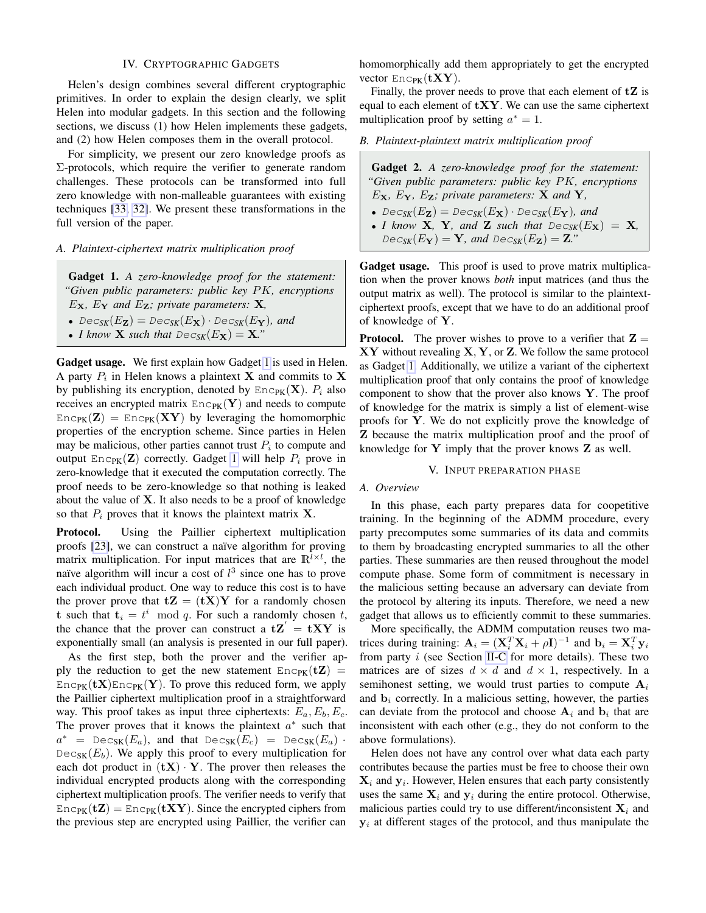## IV. Cryptographic Gadgets

Helen's design combines several different cryptographic primitives. In order to explain the design clearly, we split Helen into modular gadgets. In this section and the following sections, we discuss (1) how Helen implements these gadgets, and (2) how Helen composes them in the overall protocol.

For simplicity, we present our zero knowledge proofs as $\Sigma$-protocols, which require the verifier to generate random challenges. These protocols can be transformed into full zero knowledge with non-malleable guarantees with existing techniques [33, 32]. We present these transformations in the full version of the paper.

### A. Plaintext-ciphertext matrix multiplication proof

> **Gadget 1.** *A zero-knowledge proof for the statement: "Given public parameters: public key $PK$, encryptions $E_{\mathbf{X}}$, $E_{\mathbf{Y}}$ and $E_{\mathbf{Z}}$; private parameters: $\mathbf{X}$,*
>
> - $\mathtt{Dec}_{SK}(E_{\mathbf{Z}}) = \mathtt{Dec}_{SK}(E_{\mathbf{X}}) \cdot \mathtt{Dec}_{SK}(E_{\mathbf{Y}})$*, and*
> - *I know $\mathbf{X}$ such that $\mathtt{Dec}_{SK}(E_{\mathbf{X}}) = \mathbf{X}$."*

**Gadget usage.** We first explain how Gadget 1 is used in Helen. A party $P_i$ in Helen knows a plaintext $\mathbf{X}$ and commits to $\mathbf{X}$ by publishing its encryption, denoted by $\mathtt{Enc}_{\mathsf{PK}}(\mathbf{X})$. $P_i$ also receives an encrypted matrix $\mathtt{Enc}_{\mathsf{PK}}(\mathbf{Y})$ and needs to compute $\mathtt{Enc}_{\mathsf{PK}}(\mathbf{Z}) = \mathtt{Enc}_{\mathsf{PK}}(\mathbf{XY})$ by leveraging the homomorphic properties of the encryption scheme. Since parties in Helen may be malicious, other parties cannot trust $P_i$ to compute and output $\mathtt{Enc}_{\mathsf{PK}}(\mathbf{Z})$ correctly. Gadget 1 will help $P_i$ prove in zero-knowledge that it executed the computation correctly. The proof needs to be zero-knowledge so that nothing is leaked about the value of $\mathbf{X}$. It also needs to be a proof of knowledge so that $P_i$ proves that it knows the plaintext matrix $\mathbf{X}$.

**Protocol.** Using the Paillier ciphertext multiplication proofs [23], we can construct a naïve algorithm for proving matrix multiplication. For input matrices that are $\mathbb{R}^{l \times l}$, the naïve algorithm will incur a cost of $l^3$ since one has to prove each individual product. One way to reduce this cost is to have the prover prove that $\mathbf{tZ} = (\mathbf{tX})\mathbf{Y}$ for a randomly chosen $\mathbf{t}$ such that $\mathbf{t}_i = t^i \mod q$. For such a randomly chosen $t$, the chance that the prover can construct a $\mathbf{tZ}' = \mathbf{tXY}$ is exponentially small (an analysis is presented in our full paper).

As the first step, both the prover and the verifier apply the reduction to get the new statement $\mathtt{Enc}_{\mathsf{PK}}(\mathbf{tZ}) = \mathtt{Enc}_{\mathsf{PK}}(\mathbf{tX})\mathtt{Enc}_{\mathsf{PK}}(\mathbf{Y})$. To prove this reduced form, we apply the Paillier ciphertext multiplication proof in a straightforward way. This proof takes as input three ciphertexts: $E_a, E_b, E_c$. The prover proves that it knows the plaintext $a^*$ such that $a^* = \mathtt{Dec}_{\mathsf{SK}}(E_a)$, and that $\mathtt{Dec}_{\mathsf{SK}}(E_c) = \mathtt{Dec}_{\mathsf{SK}}(E_a) \cdot \mathtt{Dec}_{\mathsf{SK}}(E_b)$. We apply this proof to every multiplication for each dot product in $(\mathbf{tX}) \cdot \mathbf{Y}$. The prover then releases the individual encrypted products along with the corresponding ciphertext multiplication proofs. The verifier needs to verify that $\mathtt{Enc}_{\mathsf{PK}}(\mathbf{tZ}) = \mathtt{Enc}_{\mathsf{PK}}(\mathbf{tXY})$. Since the encrypted ciphers from the previous step are encrypted using Paillier, the verifier can homomorphically add them appropriately to get the encrypted vector $\mathtt{Enc}_{\mathsf{PK}}(\mathbf{tXY})$.

Finally, the prover needs to prove that each element of $\mathbf{tZ}$ is equal to each element of $\mathbf{tXY}$. We can use the same ciphertext multiplication proof by setting $a^* = 1$.

### B. Plaintext-plaintext matrix multiplication proof

> **Gadget 2.** *A zero-knowledge proof for the statement: "Given public parameters: public key $PK$, encryptions $E_{\mathbf{X}}$, $E_{\mathbf{Y}}$, $E_{\mathbf{Z}}$; private parameters: $\mathbf{X}$ and $\mathbf{Y}$,*
>
> - $\mathtt{Dec}_{SK}(E_{\mathbf{Z}}) = \mathtt{Dec}_{SK}(E_{\mathbf{X}}) \cdot \mathtt{Dec}_{SK}(E_{\mathbf{Y}})$*, and*
> - *I know $\mathbf{X}$, $\mathbf{Y}$, and $\mathbf{Z}$ such that $\mathtt{Dec}_{SK}(E_{\mathbf{X}}) = \mathbf{X}$, $\mathtt{Dec}_{SK}(E_{\mathbf{Y}}) = \mathbf{Y}$, and $\mathtt{Dec}_{SK}(E_{\mathbf{Z}}) = \mathbf{Z}$."*

**Gadget usage.** This proof is used to prove matrix multiplication when the prover knows *both* input matrices (and thus the output matrix as well). The protocol is similar to the plaintext-ciphertext proofs, except that we have to do an additional proof of knowledge of $\mathbf{Y}$.

**Protocol.** The prover wishes to prove to a verifier that $\mathbf{Z} = \mathbf{XY}$ without revealing $\mathbf{X}, \mathbf{Y}$, or $\mathbf{Z}$. We follow the same protocol as Gadget 1. Additionally, we utilize a variant of the ciphertext multiplication proof that only contains the proof of knowledge component to show that the prover also knows $\mathbf{Y}$. The proof of knowledge for the matrix is simply a list of element-wise proofs for $\mathbf{Y}$. We do not explicitly prove the knowledge of $\mathbf{Z}$ because the matrix multiplication proof and the proof of knowledge for $\mathbf{Y}$ imply that the prover knows $\mathbf{Z}$ as well.

## V. Input preparation phase

### A. Overview

In this phase, each party prepares data for coopetitive training. In the beginning of the ADMM procedure, every party precomputes some summaries of its data and commits to them by broadcasting encrypted summaries to all the other parties. These summaries are then reused throughout the model compute phase. Some form of commitment is necessary in the malicious setting because an adversary can deviate from the protocol by altering its inputs. Therefore, we need a new gadget that allows us to efficiently commit to these summaries.

More specifically, the ADMM computation reuses two matrices during training: $\mathbf{A}_i = (\mathbf{X}_i^T \mathbf{X}_i + \rho \mathbf{I})^{-1}$ and $\mathbf{b}_i = \mathbf{X}_i^T \mathbf{y}_i$ from party $i$ (see Section II-C for more details). These two matrices are of sizes $d \times d$ and $d \times 1$, respectively. In a semihonest setting, we would trust parties to compute $\mathbf{A}_i$ and $\mathbf{b}_i$ correctly. In a malicious setting, however, the parties can deviate from the protocol and choose $\mathbf{A}_i$ and $\mathbf{b}_i$ that are inconsistent with each other (e.g., they do not conform to the above formulations).

Helen does not have any control over what data each party contributes because the parties must be free to choose their own $\mathbf{X}_i$ and $\mathbf{y}_i$. However, Helen ensures that each party consistently uses the same $\mathbf{X}_i$ and $\mathbf{y}_i$ during the entire protocol. Otherwise, malicious parties could try to use different/inconsistent $\mathbf{X}_i$ and $\mathbf{y}_i$ at different stages of the protocol, and thus manipulate the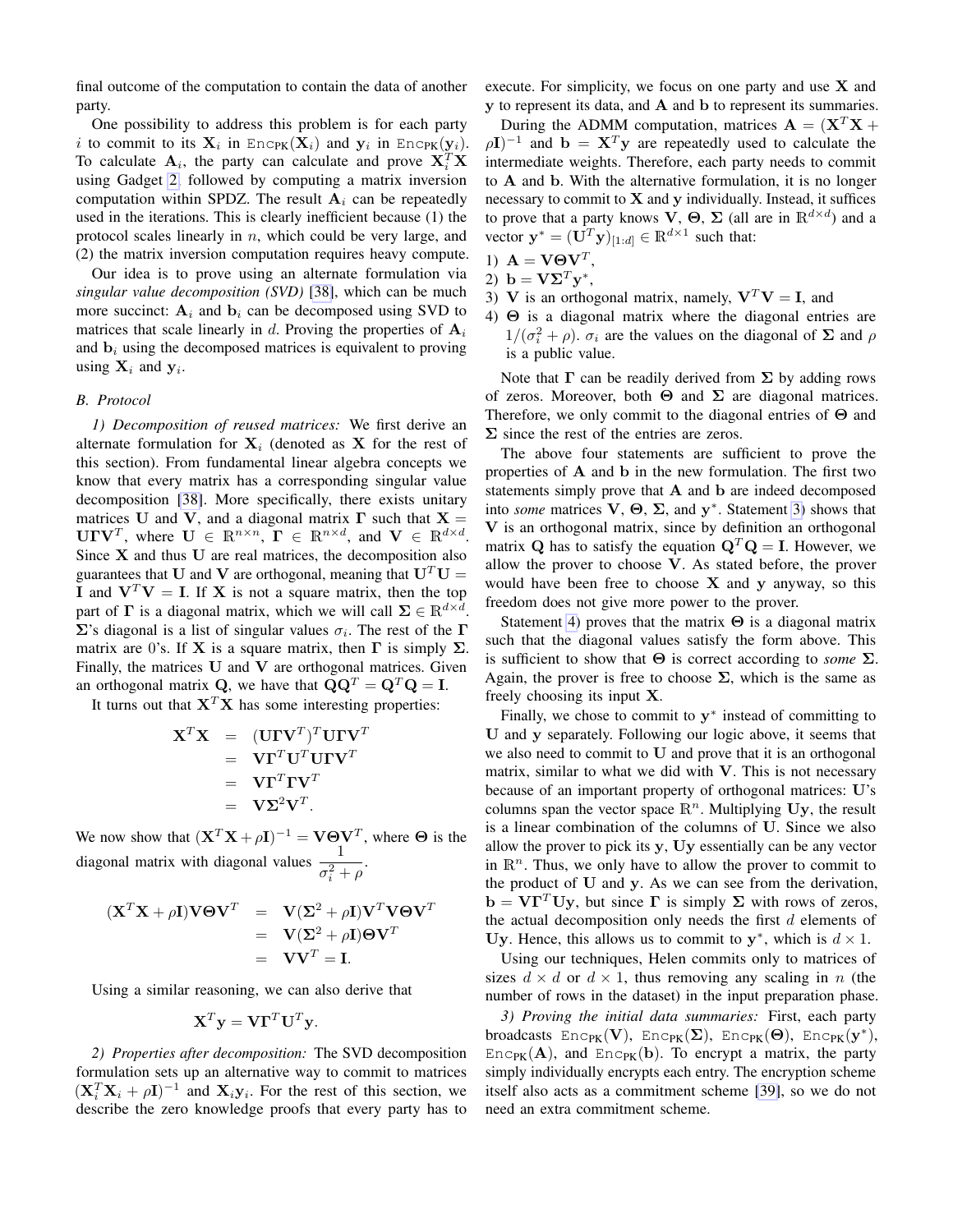final outcome of the computation to contain the data of another party.

One possibility to address this problem is for each party $i$ to commit to its $\mathbf{X}_i$ in $\texttt{Enc}_{\texttt{PK}}(\mathbf{X}_i)$ and $\mathbf{y}_i$ in $\texttt{Enc}_{\texttt{PK}}(\mathbf{y}_i)$. To calculate $\mathbf{A}_i$, the party can calculate and prove $\mathbf{X}_i^T\mathbf{X}$ using Gadget 2, followed by computing a matrix inversion computation within SPDZ. The result $\mathbf{A}_i$ can be repeatedly used in the iterations. This is clearly inefficient because (1) the protocol scales linearly in $n$, which could be very large, and (2) the matrix inversion computation requires heavy compute.

Our idea is to prove using an alternate formulation via *singular value decomposition (SVD)* [38], which can be much more succinct: $\mathbf{A}_i$ and $\mathbf{b}_i$ can be decomposed using SVD to matrices that scale linearly in $d$. Proving the properties of $\mathbf{A}_i$ and $\mathbf{b}_i$ using the decomposed matrices is equivalent to proving using $\mathbf{X}_i$ and $\mathbf{y}_i$.

### B. Protocol

*1) Decomposition of reused matrices:* We first derive an alternate formulation for $\mathbf{X}_i$ (denoted as $\mathbf{X}$ for the rest of this section). From fundamental linear algebra concepts we know that every matrix has a corresponding singular value decomposition [38]. More specifically, there exists unitary matrices $\mathbf{U}$ and $\mathbf{V}$, and a diagonal matrix $\mathbf{\Gamma}$ such that $\mathbf{X} = \mathbf{U}\mathbf{\Gamma}\mathbf{V}^T$, where $\mathbf{U} \in \mathbb{R}^{n\times n}$, $\mathbf{\Gamma} \in \mathbb{R}^{n\times d}$, and $\mathbf{V} \in \mathbb{R}^{d\times d}$. Since $\mathbf{X}$ and thus $\mathbf{U}$ are real matrices, the decomposition also guarantees that $\mathbf{U}$ and $\mathbf{V}$ are orthogonal, meaning that $\mathbf{U}^T\mathbf{U} = \mathbf{I}$ and $\mathbf{V}^T\mathbf{V} = \mathbf{I}$. If $\mathbf{X}$ is not a square matrix, then the top part of $\mathbf{\Gamma}$ is a diagonal matrix, which we will call $\mathbf{\Sigma} \in \mathbb{R}^{d\times d}$. $\mathbf{\Sigma}$'s diagonal is a list of singular values $\sigma_i$. The rest of the $\mathbf{\Gamma}$ matrix are 0's. If $\mathbf{X}$ is a square matrix, then $\mathbf{\Gamma}$ is simply $\mathbf{\Sigma}$. Finally, the matrices $\mathbf{U}$ and $\mathbf{V}$ are orthogonal matrices. Given an orthogonal matrix $\mathbf{Q}$, we have that $\mathbf{Q}\mathbf{Q}^T = \mathbf{Q}^T\mathbf{Q} = \mathbf{I}$.

It turns out that $\mathbf{X}^T\mathbf{X}$ has some interesting properties:

$$
\begin{aligned}
\mathbf{X}^T\mathbf{X} &= (\mathbf{U}\mathbf{\Gamma}\mathbf{V}^T)^T\mathbf{U}\mathbf{\Gamma}\mathbf{V}^T \\
&= \mathbf{V}\mathbf{\Gamma}^T\mathbf{U}^T\mathbf{U}\mathbf{\Gamma}\mathbf{V}^T \\
&= \mathbf{V}\mathbf{\Gamma}^T\mathbf{\Gamma}\mathbf{V}^T \\
&= \mathbf{V}\mathbf{\Sigma}^2\mathbf{V}^T.
\end{aligned}
$$

We now show that $(\mathbf{X}^T\mathbf{X} + \rho\mathbf{I})^{-1} = \mathbf{V}\mathbf{\Theta}\mathbf{V}^T$, where $\mathbf{\Theta}$ is the diagonal matrix with diagonal values $\dfrac{1}{\sigma_i^2 + \rho}$.

$$
\begin{aligned}
(\mathbf{X}^T\mathbf{X} + \rho\mathbf{I})\mathbf{V}\mathbf{\Theta}\mathbf{V}^T &= \mathbf{V}(\mathbf{\Sigma}^2 + \rho\mathbf{I})\mathbf{V}^T\mathbf{V}\mathbf{\Theta}\mathbf{V}^T \\
&= \mathbf{V}(\mathbf{\Sigma}^2 + \rho\mathbf{I})\mathbf{\Theta}\mathbf{V}^T \\
&= \mathbf{V}\mathbf{V}^T = \mathbf{I}.
\end{aligned}
$$

Using a similar reasoning, we can also derive that

$$
\mathbf{X}^T\mathbf{y} = \mathbf{V}\mathbf{\Gamma}^T\mathbf{U}^T\mathbf{y}.
$$

*2) Properties after decomposition:* The SVD decomposition formulation sets up an alternative way to commit to matrices $(\mathbf{X}_i^T\mathbf{X}_i + \rho\mathbf{I})^{-1}$ and $\mathbf{X}_i\mathbf{y}_i$. For the rest of this section, we describe the zero knowledge proofs that every party has to execute. For simplicity, we focus on one party and use $\mathbf{X}$ and $\mathbf{y}$ to represent its data, and $\mathbf{A}$ and $\mathbf{b}$ to represent its summaries.

During the ADMM computation, matrices $\mathbf{A} = (\mathbf{X}^T\mathbf{X} + \rho\mathbf{I})^{-1}$ and $\mathbf{b} = \mathbf{X}^T\mathbf{y}$ are repeatedly used to calculate the intermediate weights. Therefore, each party needs to commit to $\mathbf{A}$ and $\mathbf{b}$. With the alternative formulation, it is no longer necessary to commit to $\mathbf{X}$ and $\mathbf{y}$ individually. Instead, it suffices to prove that a party knows $\mathbf{V}$, $\mathbf{\Theta}$, $\mathbf{\Sigma}$ (all are in $\mathbb{R}^{d\times d}$) and a vector $\mathbf{y}^* = (\mathbf{U}^T\mathbf{y})_{[1:d]} \in \mathbb{R}^{d\times 1}$ such that:

1) $\mathbf{A} = \mathbf{V}\mathbf{\Theta}\mathbf{V}^T$,
2) $\mathbf{b} = \mathbf{V}\mathbf{\Sigma}^T\mathbf{y}^*$,
3) $\mathbf{V}$ is an orthogonal matrix, namely, $\mathbf{V}^T\mathbf{V} = \mathbf{I}$, and
4) $\mathbf{\Theta}$ is a diagonal matrix where the diagonal entries are $1/(\sigma_i^2 + \rho)$. $\sigma_i$ are the values on the diagonal of $\mathbf{\Sigma}$ and $\rho$ is a public value.

Note that $\mathbf{\Gamma}$ can be readily derived from $\mathbf{\Sigma}$ by adding rows of zeros. Moreover, both $\mathbf{\Theta}$ and $\mathbf{\Sigma}$ are diagonal matrices. Therefore, we only commit to the diagonal entries of $\mathbf{\Theta}$ and $\mathbf{\Sigma}$ since the rest of the entries are zeros.

The above four statements are sufficient to prove the properties of $\mathbf{A}$ and $\mathbf{b}$ in the new formulation. The first two statements simply prove that $\mathbf{A}$ and $\mathbf{b}$ are indeed decomposed into *some* matrices $\mathbf{V}$, $\mathbf{\Theta}$, $\mathbf{\Sigma}$, and $\mathbf{y}^*$. Statement 3) shows that $\mathbf{V}$ is an orthogonal matrix, since by definition an orthogonal matrix $\mathbf{Q}$ has to satisfy the equation $\mathbf{Q}^T\mathbf{Q} = \mathbf{I}$. However, we allow the prover to choose $\mathbf{V}$. As stated before, the prover would have been free to choose $\mathbf{X}$ and $\mathbf{y}$ anyway, so this freedom does not give more power to the prover.

Statement 4) proves that the matrix $\mathbf{\Theta}$ is a diagonal matrix such that the diagonal values satisfy the form above. This is sufficient to show that $\mathbf{\Theta}$ is correct according to *some* $\mathbf{\Sigma}$. Again, the prover is free to choose $\mathbf{\Sigma}$, which is the same as freely choosing its input $\mathbf{X}$.

Finally, we chose to commit to $\mathbf{y}^*$ instead of committing to $\mathbf{U}$ and $\mathbf{y}$ separately. Following our logic above, it seems that we also need to commit to $\mathbf{U}$ and prove that it is an orthogonal matrix, similar to what we did with $\mathbf{V}$. This is not necessary because of an important property of orthogonal matrices: $\mathbf{U}$'s columns span the vector space $\mathbb{R}^n$. Multiplying $\mathbf{U}\mathbf{y}$, the result is a linear combination of the columns of $\mathbf{U}$. Since we also allow the prover to pick its $\mathbf{y}$, $\mathbf{U}\mathbf{y}$ essentially can be any vector in $\mathbb{R}^n$. Thus, we only have to allow the prover to commit to the product of $\mathbf{U}$ and $\mathbf{y}$. As we can see from the derivation, $\mathbf{b} = \mathbf{V}\mathbf{\Gamma}^T\mathbf{U}\mathbf{y}$, but since $\mathbf{\Gamma}$ is simply $\mathbf{\Sigma}$ with rows of zeros, the actual decomposition only needs the first $d$ elements of $\mathbf{U}\mathbf{y}$. Hence, this allows us to commit to $\mathbf{y}^*$, which is $d \times 1$.

Using our techniques, Helen commits only to matrices of sizes $d \times d$ or $d \times 1$, thus removing any scaling in $n$ (the number of rows in the dataset) in the input preparation phase.

*3) Proving the initial data summaries:* First, each party broadcasts $\texttt{Enc}_{\texttt{PK}}(\mathbf{V})$, $\texttt{Enc}_{\texttt{PK}}(\mathbf{\Sigma})$, $\texttt{Enc}_{\texttt{PK}}(\mathbf{\Theta})$, $\texttt{Enc}_{\texttt{PK}}(\mathbf{y}^*)$, $\texttt{Enc}_{\texttt{PK}}(\mathbf{A})$, and $\texttt{Enc}_{\texttt{PK}}(\mathbf{b})$. To encrypt a matrix, the party simply individually encrypts each entry. The encryption scheme itself also acts as a commitment scheme [39], so we do not need an extra commitment scheme.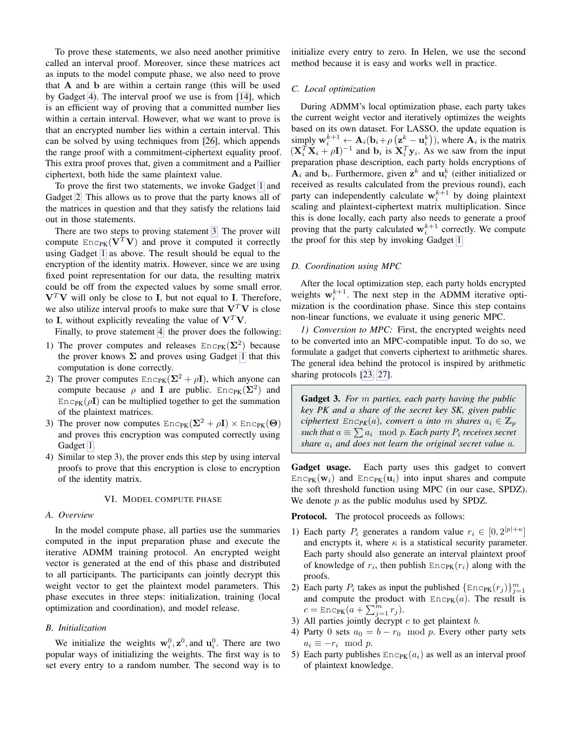To prove these statements, we also need another primitive called an interval proof. Moreover, since these matrices act as inputs to the model compute phase, we also need to prove that $\mathbf{A}$ and $\mathbf{b}$ are within a certain range (this will be used by Gadget 4). The interval proof we use is from [14], which is an efficient way of proving that a committed number lies within a certain interval. However, what we want to prove is that an encrypted number lies within a certain interval. This can be solved by using techniques from [26], which appends the range proof with a commitment-ciphertext equality proof. This extra proof proves that, given a commitment and a Paillier ciphertext, both hide the same plaintext value.

To prove the first two statements, we invoke Gadget 1 and Gadget 2. This allows us to prove that the party knows all of the matrices in question and that they satisfy the relations laid out in those statements.

There are two steps to proving statement 3. The prover will compute $\texttt{Enc}_{\texttt{PK}}(\mathbf{V}^T\mathbf{V})$ and prove it computed it correctly using Gadget 1 as above. The result should be equal to the encryption of the identity matrix. However, since we are using fixed point representation for our data, the resulting matrix could be off from the expected values by some small error. $\mathbf{V}^T\mathbf{V}$ will only be close to $\mathbf{I}$, but not equal to $\mathbf{I}$. Therefore, we also utilize interval proofs to make sure that $\mathbf{V}^T\mathbf{V}$ is close to $\mathbf{I}$, without explicitly revealing the value of $\mathbf{V}^T\mathbf{V}$.

Finally, to prove statement 4, the prover does the following:

1) The prover computes and releases $\texttt{Enc}_{\texttt{PK}}(\mathbf{\Sigma}^2)$ because the prover knows $\mathbf{\Sigma}$ and proves using Gadget 1 that this computation is done correctly.
2) The prover computes $\texttt{Enc}_{\texttt{PK}}(\mathbf{\Sigma}^2 + \rho\mathbf{I})$, which anyone can compute because $\rho$ and $\mathbf{I}$ are public. $\texttt{Enc}_{\texttt{PK}}(\mathbf{\Sigma}^2)$ and $\texttt{Enc}_{\texttt{PK}}(\rho\mathbf{I})$ can be multiplied together to get the summation of the plaintext matrices.
3) The prover now computes $\texttt{Enc}_{\texttt{PK}}(\mathbf{\Sigma}^2 + \rho\mathbf{I}) \times \texttt{Enc}_{\texttt{PK}}(\mathbf{\Theta})$ and proves this encryption was computed correctly using Gadget 1.
4) Similar to step 3), the prover ends this step by using interval proofs to prove that this encryption is close to encryption of the identity matrix.

## VI. Model compute phase

### A. Overview

In the model compute phase, all parties use the summaries computed in the input preparation phase and execute the iterative ADMM training protocol. An encrypted weight vector is generated at the end of this phase and distributed to all participants. The participants can jointly decrypt this weight vector to get the plaintext model parameters. This phase executes in three steps: initialization, training (local optimization and coordination), and model release.

### B. Initialization

We initialize the weights $\mathbf{w}_i^0, \mathbf{z}^0$, and $\mathbf{u}_i^0$. There are two popular ways of initializing the weights. The first way is to set every entry to a random number. The second way is to initialize every entry to zero. In Helen, we use the second method because it is easy and works well in practice.

### C. Local optimization

During ADMM's local optimization phase, each party takes the current weight vector and iteratively optimizes the weights based on its own dataset. For LASSO, the update equation is simply $\mathbf{w}_i^{k+1} \leftarrow \mathbf{A}_i(\mathbf{b}_i + \rho\left(\mathbf{z}^k - \mathbf{u}_i^k\right))$, where $\mathbf{A}_i$ is the matrix $(\mathbf{X}_i^T\mathbf{X}_i + \rho\mathbf{I})^{-1}$ and $\mathbf{b}_i$ is $\mathbf{X}_i^T\mathbf{y}_i$. As we saw from the input preparation phase description, each party holds encryptions of $\mathbf{A}_i$ and $\mathbf{b}_i$. Furthermore, given $\mathbf{z}^k$ and $\mathbf{u}_i^k$ (either initialized or received as results calculated from the previous round), each party can independently calculate $\mathbf{w}_i^{k+1}$ by doing plaintext scaling and plaintext-ciphertext matrix multiplication. Since this is done locally, each party also needs to generate a proof proving that the party calculated $\mathbf{w}_i^{k+1}$ correctly. We compute the proof for this step by invoking Gadget 1.

### D. Coordination using MPC

After the local optimization step, each party holds encrypted weights $\mathbf{w}_i^{k+1}$. The next step in the ADMM iterative optimization is the coordination phase. Since this step contains non-linear functions, we evaluate it using generic MPC.

*1) Conversion to MPC:* First, the encrypted weights need to be converted into an MPC-compatible input. To do so, we formulate a gadget that converts ciphertext to arithmetic shares. The general idea behind the protocol is inspired by arithmetic sharing protocols [23, 27].

> **Gadget 3.** *For $m$ parties, each party having the public key PK and a share of the secret key SK, given public ciphertext $\texttt{Enc}_{\texttt{PK}}(a)$, convert $a$ into $m$ shares $a_i \in \mathbb{Z}_p$ such that $a \equiv \sum a_i \mod p$. Each party $P_i$ receives secret share $a_i$ and does not learn the original secret value $a$.*

**Gadget usage.** Each party uses this gadget to convert $\texttt{Enc}_{\texttt{PK}}(\mathbf{w}_i)$ and $\texttt{Enc}_{\texttt{PK}}(\mathbf{u}_i)$ into input shares and compute the soft threshold function using MPC (in our case, SPDZ). We denote $p$ as the public modulus used by SPDZ.

**Protocol.** The protocol proceeds as follows:

1) Each party $P_i$ generates a random value $r_i \in [0, 2^{|p|+\kappa}]$ and encrypts it, where $\kappa$ is a statistical security parameter. Each party should also generate an interval plaintext proof of knowledge of $r_i$, then publish $\texttt{Enc}_{\texttt{PK}}(r_i)$ along with the proofs.
2) Each party $P_i$ takes as input the published $\{\texttt{Enc}_{\texttt{PK}}(r_j)\}_{j=1}^m$ and compute the product with $\texttt{Enc}_{\texttt{PK}}(a)$. The result is $c = \texttt{Enc}_{\texttt{PK}}(a + \sum_{j=1}^m r_j)$.
3) All parties jointly decrypt $c$ to get plaintext $b$.
4) Party 0 sets $a_0 = b - r_0 \mod p$. Every other party sets $a_i \equiv -r_i \mod p$.
5) Each party publishes $\texttt{Enc}_{\texttt{PK}}(a_i)$ as well as an interval proof of plaintext knowledge.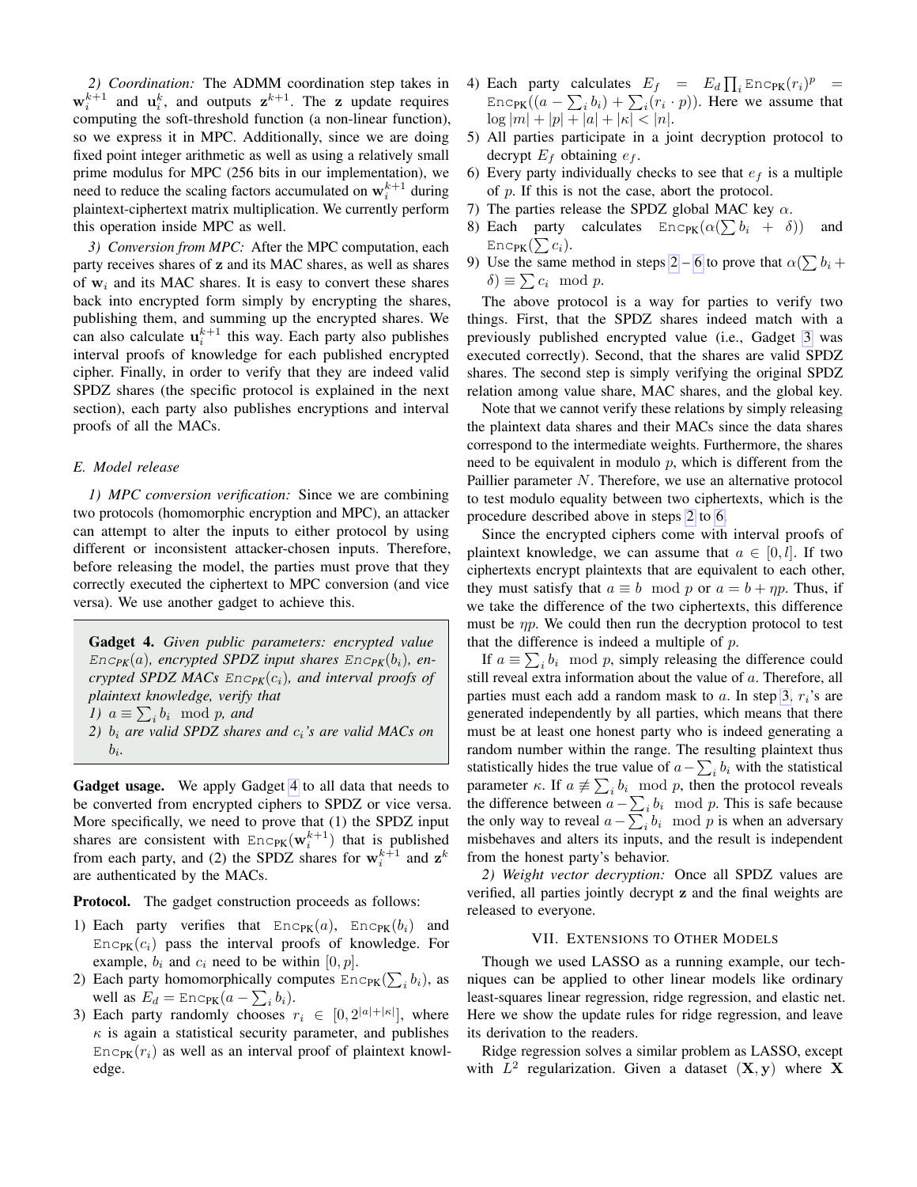*2) Coordination:* The ADMM coordination step takes in $\mathbf{w}_i^{k+1}$ and $\mathbf{u}_i^k$, and outputs $\mathbf{z}^{k+1}$. The $\mathbf{z}$ update requires computing the soft-threshold function (a non-linear function), so we express it in MPC. Additionally, since we are doing fixed point integer arithmetic as well as using a relatively small prime modulus for MPC (256 bits in our implementation), we need to reduce the scaling factors accumulated on $\mathbf{w}_i^{k+1}$ during plaintext-ciphertext matrix multiplication. We currently perform this operation inside MPC as well.

*3) Conversion from MPC:* After the MPC computation, each party receives shares of $\mathbf{z}$ and its MAC shares, as well as shares of $\mathbf{w}_i$ and its MAC shares. It is easy to convert these shares back into encrypted form simply by encrypting the shares, publishing them, and summing up the encrypted shares. We can also calculate $\mathbf{u}_i^{k+1}$ this way. Each party also publishes interval proofs of knowledge for each published encrypted cipher. Finally, in order to verify that they are indeed valid SPDZ shares (the specific protocol is explained in the next section), each party also publishes encryptions and interval proofs of all the MACs.

### E. Model release

*1) MPC conversion verification:* Since we are combining two protocols (homomorphic encryption and MPC), an attacker can attempt to alter the inputs to either protocol by using different or inconsistent attacker-chosen inputs. Therefore, before releasing the model, the parties must prove that they correctly executed the ciphertext to MPC conversion (and vice versa). We use another gadget to achieve this.

> **Gadget 4.** *Given public parameters: encrypted value $\texttt{Enc}_{\texttt{PK}}(a)$, encrypted SPDZ input shares $\texttt{Enc}_{\texttt{PK}}(b_i)$, encrypted SPDZ MACs $\texttt{Enc}_{\texttt{PK}}(c_i)$, and interval proofs of plaintext knowledge, verify that*
> *1) $a \equiv \sum_i b_i \mod p$, and*
> *2) $b_i$ are valid SPDZ shares and $c_i$'s are valid MACs on $b_i$.*

**Gadget usage.** We apply Gadget 4 to all data that needs to be converted from encrypted ciphers to SPDZ or vice versa. More specifically, we need to prove that (1) the SPDZ input shares are consistent with $\texttt{Enc}_{\texttt{PK}}(\mathbf{w}_i^{k+1})$ that is published from each party, and (2) the SPDZ shares for $\mathbf{w}_i^{k+1}$ and $\mathbf{z}^k$ are authenticated by the MACs.

**Protocol.** The gadget construction proceeds as follows:

1) Each party verifies that $\texttt{Enc}_{\texttt{PK}}(a)$, $\texttt{Enc}_{\texttt{PK}}(b_i)$ and $\texttt{Enc}_{\texttt{PK}}(c_i)$ pass the interval proofs of knowledge. For example, $b_i$ and $c_i$ need to be within $[0, p]$.
2) Each party homomorphically computes $\texttt{Enc}_{\texttt{PK}}(\sum_i b_i)$, as well as $E_d = \texttt{Enc}_{\texttt{PK}}(a - \sum_i b_i)$.
3) Each party randomly chooses $r_i \in [0, 2^{|a|+|\kappa|}]$, where $\kappa$ is again a statistical security parameter, and publishes $\texttt{Enc}_{\texttt{PK}}(r_i)$ as well as an interval proof of plaintext knowledge.
4) Each party calculates $E_f = E_d \prod_i \texttt{Enc}_{\texttt{PK}}(r_i)^p = \texttt{Enc}_{\texttt{PK}}((a - \sum_i b_i) + \sum_i (r_i \cdot p))$. Here we assume that $\log |m| + |p| + |a| + |\kappa| < |n|$.
5) All parties participate in a joint decryption protocol to decrypt $E_f$ obtaining $e_f$.
6) Every party individually checks to see that $e_f$ is a multiple of $p$. If this is not the case, abort the protocol.
7) The parties release the SPDZ global MAC key $\alpha$.
8) Each party calculates $\texttt{Enc}_{\texttt{PK}}(\alpha(\sum b_i + \delta))$ and $\texttt{Enc}_{\texttt{PK}}(\sum c_i)$.
9) Use the same method in steps 2 – 6 to prove that $\alpha(\sum b_i + \delta) \equiv \sum c_i \mod p$.

The above protocol is a way for parties to verify two things. First, that the SPDZ shares indeed match with a previously published encrypted value (i.e., Gadget 3 was executed correctly). Second, that the shares are valid SPDZ shares. The second step is simply verifying the original SPDZ relation among value share, MAC shares, and the global key.

Note that we cannot verify these relations by simply releasing the plaintext data shares and their MACs since the data shares correspond to the intermediate weights. Furthermore, the shares need to be equivalent in modulo $p$, which is different from the Paillier parameter $N$. Therefore, we use an alternative protocol to test modulo equality between two ciphertexts, which is the procedure described above in steps 2 to 6.

Since the encrypted ciphers come with interval proofs of plaintext knowledge, we can assume that $a \in [0, l]$. If two ciphertexts encrypt plaintexts that are equivalent to each other, they must satisfy that $a \equiv b \mod p$ or $a = b + \eta p$. Thus, if we take the difference of the two ciphertexts, this difference must be $\eta p$. We could then run the decryption protocol to test that the difference is indeed a multiple of $p$.

If $a \equiv \sum_i b_i \mod p$, simply releasing the difference could still reveal extra information about the value of $a$. Therefore, all parties must each add a random mask to $a$. In step 3, $r_i$'s are generated independently by all parties, which means that there must be at least one honest party who is indeed generating a random number within the range. The resulting plaintext thus statistically hides the true value of $a - \sum_i b_i$ with the statistical parameter $\kappa$. If $a \not\equiv \sum_i b_i \mod p$, then the protocol reveals the difference between $a - \sum_i b_i \mod p$. This is safe because the only way to reveal $a - \sum_i b_i \mod p$ is when an adversary misbehaves and alters its inputs, and the result is independent from the honest party's behavior.

*2) Weight vector decryption:* Once all SPDZ values are verified, all parties jointly decrypt $\mathbf{z}$ and the final weights are released to everyone.

## VII. Extensions to Other Models

Though we used LASSO as a running example, our techniques can be applied to other linear models like ordinary least-squares linear regression, ridge regression, and elastic net. Here we show the update rules for ridge regression, and leave its derivation to the readers.

Ridge regression solves a similar problem as LASSO, except with $L^2$ regularization. Given a dataset $(\mathbf{X}, \mathbf{y})$ where $\mathbf{X}$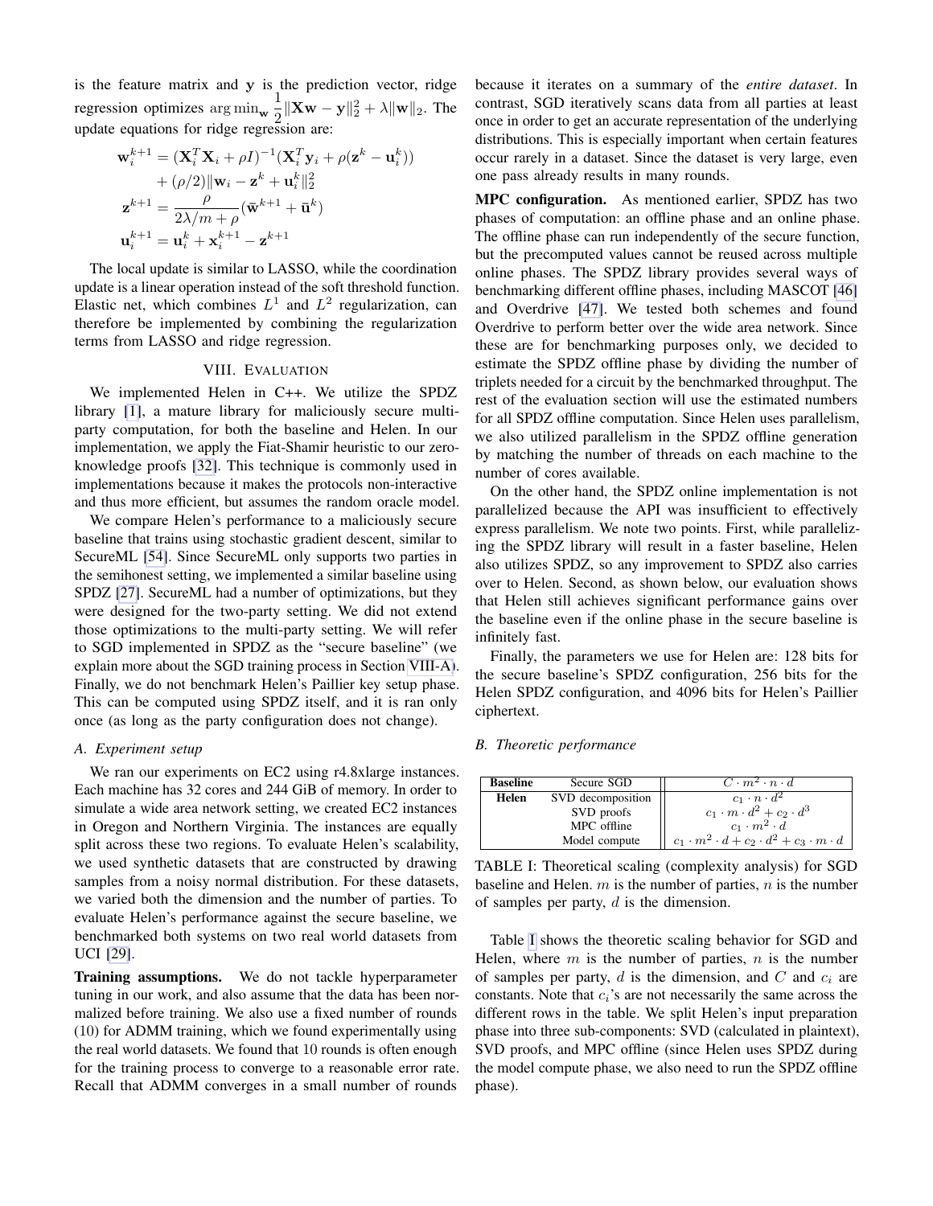is the feature matrix and $\mathbf{y}$ is the prediction vector, ridge regression optimizes $\arg\min_{\mathbf{w}} \frac{1}{2}\|\mathbf{X}\mathbf{w}-\mathbf{y}\|_2^2 + \lambda\|\mathbf{w}\|_2$. The update equations for ridge regression are:

$$
\begin{aligned}
\mathbf{w}_i^{k+1} &= (\mathbf{X}_i^T\mathbf{X}_i + \rho I)^{-1}(\mathbf{X}_i^T\mathbf{y}_i + \rho(\mathbf{z}^k - \mathbf{u}_i^k)) \\
&\quad + (\rho/2)\|\mathbf{w}_i - \mathbf{z}^k + \mathbf{u}_i^k\|_2^2 \\
\mathbf{z}^{k+1} &= \frac{\rho}{2\lambda/m + \rho}(\bar{\mathbf{w}}^{k+1} + \bar{\mathbf{u}}^k) \\
\mathbf{u}_i^{k+1} &= \mathbf{u}_i^k + \mathbf{x}_i^{k+1} - \mathbf{z}^{k+1}
\end{aligned}
$$

The local update is similar to LASSO, while the coordination update is a linear operation instead of the soft threshold function. Elastic net, which combines $L^1$ and $L^2$ regularization, can therefore be implemented by combining the regularization terms from LASSO and ridge regression.

## VIII. Evaluation

We implemented Helen in C++. We utilize the SPDZ library [1], a mature library for maliciously secure multi-party computation, for both the baseline and Helen. In our implementation, we apply the Fiat-Shamir heuristic to our zero-knowledge proofs [32]. This technique is commonly used in implementations because it makes the protocols non-interactive and thus more efficient, but assumes the random oracle model.

We compare Helen's performance to a maliciously secure baseline that trains using stochastic gradient descent, similar to SecureML [54]. Since SecureML only supports two parties in the semihonest setting, we implemented a similar baseline using SPDZ [27]. SecureML had a number of optimizations, but they were designed for the two-party setting. We did not extend those optimizations to the multi-party setting. We will refer to SGD implemented in SPDZ as the "secure baseline" (we explain more about the SGD training process in Section VIII-A). Finally, we do not benchmark Helen's Paillier key setup phase. This can be computed using SPDZ itself, and it is ran only once (as long as the party configuration does not change).

### A. Experiment setup

We ran our experiments on EC2 using r4.8xlarge instances. Each machine has 32 cores and 244 GiB of memory. In order to simulate a wide area network setting, we created EC2 instances in Oregon and Northern Virginia. The instances are equally split across these two regions. To evaluate Helen's scalability, we used synthetic datasets that are constructed by drawing samples from a noisy normal distribution. For these datasets, we varied both the dimension and the number of parties. To evaluate Helen's performance against the secure baseline, we benchmarked both systems on two real world datasets from UCI [29].

**Training assumptions.** We do not tackle hyperparameter tuning in our work, and also assume that the data has been normalized before training. We also use a fixed number of rounds (10) for ADMM training, which we found experimentally using the real world datasets. We found that 10 rounds is often enough for the training process to converge to a reasonable error rate. Recall that ADMM converges in a small number of rounds because it iterates on a summary of the *entire dataset*. In contrast, SGD iteratively scans data from all parties at least once in order to get an accurate representation of the underlying distributions. This is especially important when certain features occur rarely in a dataset. Since the dataset is very large, even one pass already results in many rounds.

**MPC configuration.** As mentioned earlier, SPDZ has two phases of computation: an offline phase and an online phase. The offline phase can run independently of the secure function, but the precomputed values cannot be reused across multiple online phases. The SPDZ library provides several ways of benchmarking different offline phases, including MASCOT [46] and Overdrive [47]. We tested both schemes and found Overdrive to perform better over the wide area network. Since these are for benchmarking purposes only, we decided to estimate the SPDZ offline phase by dividing the number of triplets needed for a circuit by the benchmarked throughput. The rest of the evaluation section will use the estimated numbers for all SPDZ offline computation. Since Helen uses parallelism, we also utilized parallelism in the SPDZ offline generation by matching the number of threads on each machine to the number of cores available.

On the other hand, the SPDZ online implementation is not parallelized because the API was insufficient to effectively express parallelism. We note two points. First, while parallelizing the SPDZ library will result in a faster baseline, Helen also utilizes SPDZ, so any improvement to SPDZ also carries over to Helen. Second, as shown below, our evaluation shows that Helen still achieves significant performance gains over the baseline even if the online phase in the secure baseline is infinitely fast.

Finally, the parameters we use for Helen are: 128 bits for the secure baseline's SPDZ configuration, 256 bits for the Helen SPDZ configuration, and 4096 bits for Helen's Paillier ciphertext.

### B. Theoretic performance

| | | |
|---|---|---|
| **Baseline** | Secure SGD | $C \cdot m^2 \cdot n \cdot d$ |
| **Helen** | SVD decomposition | $c_1 \cdot n \cdot d^2$ |
| | SVD proofs | $c_1 \cdot m \cdot d^2 + c_2 \cdot d^3$ |
| | MPC offline | $c_1 \cdot m^2 \cdot d$ |
| | Model compute | $c_1 \cdot m^2 \cdot d + c_2 \cdot d^2 + c_3 \cdot m \cdot d$ |

TABLE I: Theoretical scaling (complexity analysis) for SGD baseline and Helen. $m$ is the number of parties, $n$ is the number of samples per party, $d$ is the dimension.

Table I shows the theoretic scaling behavior for SGD and Helen, where $m$ is the number of parties, $n$ is the number of samples per party, $d$ is the dimension, and $C$ and $c_i$ are constants. Note that $c_i$'s are not necessarily the same across the different rows in the table. We split Helen's input preparation phase into three sub-components: SVD (calculated in plaintext), SVD proofs, and MPC offline (since Helen uses SPDZ during the model compute phase, we also need to run the SPDZ offline phase).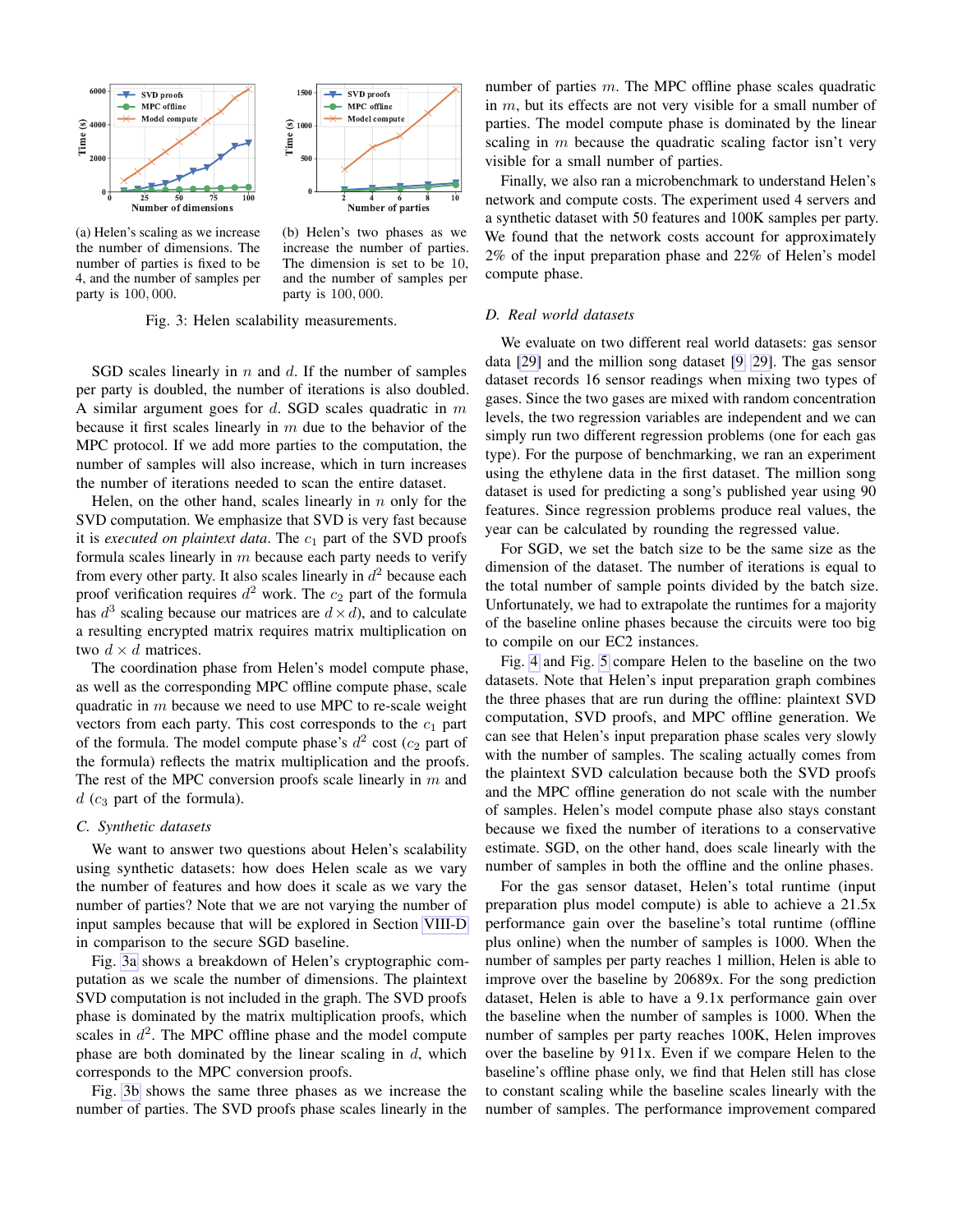(a) Helen's scaling as we increase the number of dimensions. The number of parties is fixed to be 4, and the number of samples per party is 100, 000.

(b) Helen's two phases as we increase the number of parties. The dimension is set to be 10, and the number of samples per party is 100, 000.

Fig. 3: Helen scalability measurements.

SGD scales linearly in $n$ and $d$. If the number of samples per party is doubled, the number of iterations is also doubled. A similar argument goes for $d$. SGD scales quadratic in $m$ because it first scales linearly in $m$ due to the behavior of the MPC protocol. If we add more parties to the computation, the number of samples will also increase, which in turn increases the number of iterations needed to scan the entire dataset.

Helen, on the other hand, scales linearly in $n$ only for the SVD computation. We emphasize that SVD is very fast because it is *executed on plaintext data*. The $c_1$ part of the SVD proofs formula scales linearly in $m$ because each party needs to verify from every other party. It also scales linearly in $d^2$ because each proof verification requires $d^2$ work. The $c_2$ part of the formula has $d^3$ scaling because our matrices are $d \times d$), and to calculate a resulting encrypted matrix requires matrix multiplication on two $d \times d$ matrices.

The coordination phase from Helen's model compute phase, as well as the corresponding MPC offline compute phase, scale quadratic in $m$ because we need to use MPC to re-scale weight vectors from each party. This cost corresponds to the $c_1$ part of the formula. The model compute phase's $d^2$ cost ($c_2$ part of the formula) reflects the matrix multiplication and the proofs. The rest of the MPC conversion proofs scale linearly in $m$ and $d$ ($c_3$ part of the formula).

### C. Synthetic datasets

We want to answer two questions about Helen's scalability using synthetic datasets: how does Helen scale as we vary the number of features and how does it scale as we vary the number of parties? Note that we are not varying the number of input samples because that will be explored in Section VIII-D in comparison to the secure SGD baseline.

Fig. 3a shows a breakdown of Helen's cryptographic computation as we scale the number of dimensions. The plaintext SVD computation is not included in the graph. The SVD proofs phase is dominated by the matrix multiplication proofs, which scales in $d^2$. The MPC offline phase and the model compute phase are both dominated by the linear scaling in $d$, which corresponds to the MPC conversion proofs.

Fig. 3b shows the same three phases as we increase the number of parties. The SVD proofs phase scales linearly in the number of parties $m$. The MPC offline phase scales quadratic in $m$, but its effects are not very visible for a small number of parties. The model compute phase is dominated by the linear scaling in $m$ because the quadratic scaling factor isn't very visible for a small number of parties.

Finally, we also ran a microbenchmark to understand Helen's network and compute costs. The experiment used 4 servers and a synthetic dataset with 50 features and 100K samples per party. We found that the network costs account for approximately 2% of the input preparation phase and 22% of Helen's model compute phase.

### D. Real world datasets

We evaluate on two different real world datasets: gas sensor data [29] and the million song dataset [9, 29]. The gas sensor dataset records 16 sensor readings when mixing two types of gases. Since the two gases are mixed with random concentration levels, the two regression variables are independent and we can simply run two different regression problems (one for each gas type). For the purpose of benchmarking, we ran an experiment using the ethylene data in the first dataset. The million song dataset is used for predicting a song's published year using 90 features. Since regression problems produce real values, the year can be calculated by rounding the regressed value.

For SGD, we set the batch size to be the same size as the dimension of the dataset. The number of iterations is equal to the total number of sample points divided by the batch size. Unfortunately, we had to extrapolate the runtimes for a majority of the baseline online phases because the circuits were too big to compile on our EC2 instances.

Fig. 4 and Fig. 5 compare Helen to the baseline on the two datasets. Note that Helen's input preparation graph combines the three phases that are run during the offline: plaintext SVD computation, SVD proofs, and MPC offline generation. We can see that Helen's input preparation phase scales very slowly with the number of samples. The scaling actually comes from the plaintext SVD calculation because both the SVD proofs and the MPC offline generation do not scale with the number of samples. Helen's model compute phase also stays constant because we fixed the number of iterations to a conservative estimate. SGD, on the other hand, does scale linearly with the number of samples in both the offline and the online phases.

For the gas sensor dataset, Helen's total runtime (input preparation plus model compute) is able to achieve a 21.5x performance gain over the baseline's total runtime (offline plus online) when the number of samples is 1000. When the number of samples per party reaches 1 million, Helen is able to improve over the baseline by 20689x. For the song prediction dataset, Helen is able to have a 9.1x performance gain over the baseline when the number of samples is 1000. When the number of samples per party reaches 100K, Helen improves over the baseline by 911x. Even if we compare Helen to the baseline's offline phase only, we find that Helen still has close to constant scaling while the baseline scales linearly with the number of samples. The performance improvement compared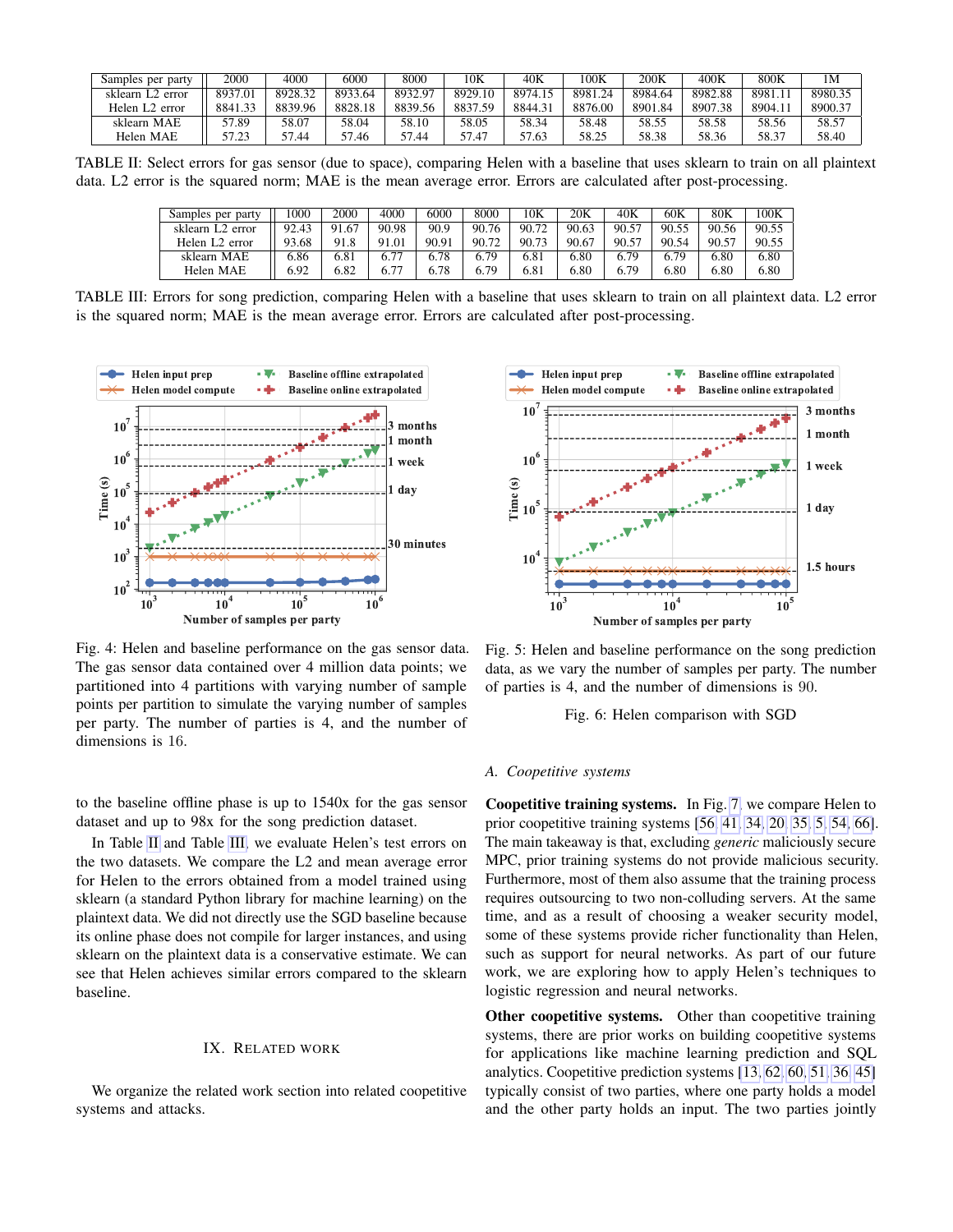| Samples per party | 2000 | 4000 | 6000 | 8000 | 10K | 40K | 100K | 200K | 400K | 800K | 1M |
|---|---|---|---|---|---|---|---|---|---|---|---|
| sklearn L2 error | 8937.01 | 8928.32 | 8933.64 | 8932.97 | 8929.10 | 8974.15 | 8981.24 | 8984.64 | 8982.88 | 8981.11 | 8980.35 |
| Helen L2 error | 8841.33 | 8839.96 | 8828.18 | 8839.56 | 8837.59 | 8844.31 | 8876.00 | 8901.84 | 8907.38 | 8904.11 | 8900.37 |
| sklearn MAE | 57.89 | 58.07 | 58.04 | 58.10 | 58.05 | 58.34 | 58.48 | 58.55 | 58.58 | 58.56 | 58.57 |
| Helen MAE | 57.23 | 57.44 | 57.46 | 57.44 | 57.47 | 57.63 | 58.25 | 58.38 | 58.36 | 58.37 | 58.40 |

TABLE II: Select errors for gas sensor (due to space), comparing Helen with a baseline that uses sklearn to train on all plaintext data. L2 error is the squared norm; MAE is the mean average error. Errors are calculated after post-processing.

| Samples per party | 1000 | 2000 | 4000 | 6000 | 8000 | 10K | 20K | 40K | 60K | 80K | 100K |
|---|---|---|---|---|---|---|---|---|---|---|---|
| sklearn L2 error | 92.43 | 91.67 | 90.98 | 90.9 | 90.76 | 90.72 | 90.63 | 90.57 | 90.55 | 90.56 | 90.55 |
| Helen L2 error | 93.68 | 91.8 | 91.01 | 90.91 | 90.72 | 90.73 | 90.67 | 90.57 | 90.54 | 90.57 | 90.55 |
| sklearn MAE | 6.86 | 6.81 | 6.77 | 6.78 | 6.79 | 6.81 | 6.80 | 6.79 | 6.80 | 6.80 | 6.80 |
| Helen MAE | 6.92 | 6.82 | 6.77 | 6.78 | 6.79 | 6.81 | 6.80 | 6.79 | 6.80 | 6.80 | 6.80 |

TABLE III: Errors for song prediction, comparing Helen with a baseline that uses sklearn to train on all plaintext data. L2 error is the squared norm; MAE is the mean average error. Errors are calculated after post-processing.

Fig. 4: Helen and baseline performance on the gas sensor data. The gas sensor data contained over 4 million data points; we partitioned into 4 partitions with varying number of sample points per partition to simulate the varying number of samples per party. The number of parties is 4, and the number of dimensions is 16.

Fig. 5: Helen and baseline performance on the song prediction data, as we vary the number of samples per party. The number of parties is 4, and the number of dimensions is 90.

Fig. 6: Helen comparison with SGD

to the baseline offline phase is up to 1540x for the gas sensor dataset and up to 98x for the song prediction dataset.

In Table II and Table III, we evaluate Helen's test errors on the two datasets. We compare the L2 and mean average error for Helen to the errors obtained from a model trained using sklearn (a standard Python library for machine learning) on the plaintext data. We did not directly use the SGD baseline because its online phase does not compile for larger instances, and using sklearn on the plaintext data is a conservative estimate. We can see that Helen achieves similar errors compared to the sklearn baseline.

## IX. Related work

We organize the related work section into related coopetitive systems and attacks.

### A. Coopetitive systems

**Coopetitive training systems.** In Fig. 7, we compare Helen to prior coopetitive training systems [56, 41, 34, 20, 35, 5, 54, 66]. The main takeaway is that, excluding *generic* maliciously secure MPC, prior training systems do not provide malicious security. Furthermore, most of them also assume that the training process requires outsourcing to two non-colluding servers. At the same time, and as a result of choosing a weaker security model, some of these systems provide richer functionality than Helen, such as support for neural networks. As part of our future work, we are exploring how to apply Helen's techniques to logistic regression and neural networks.

**Other coopetitive systems.** Other than coopetitive training systems, there are prior works on building coopetitive systems for applications like machine learning prediction and SQL analytics. Coopetitive prediction systems [13, 62, 60, 51, 36, 45] typically consist of two parties, where one party holds a model and the other party holds an input. The two parties jointly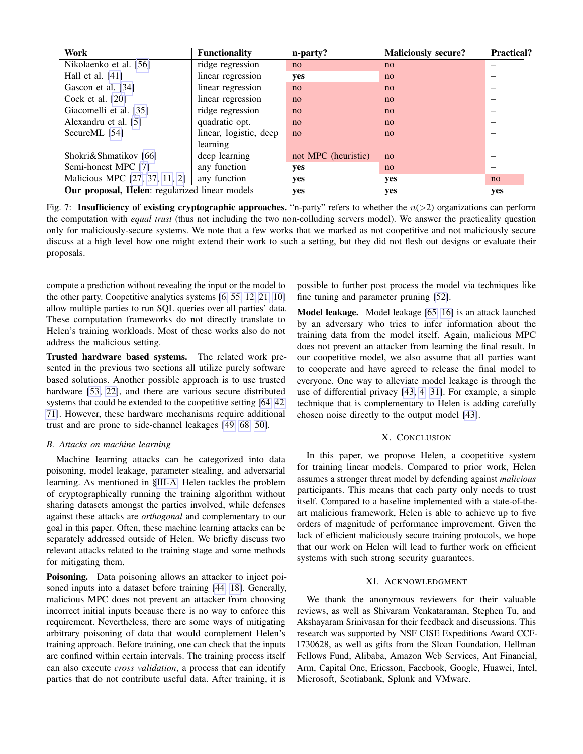| Work | Functionality | n-party? | Maliciously secure? | Practical? |
|---|---|---|---|---|
| Nikolaenko et al. [56] | ridge regression | no | no | – |
| Hall et al. [41] | linear regression | **yes** | no | – |
| Gascon et al. [34] | linear regression | no | no | – |
| Cock et al. [20] | linear regression | no | no | – |
| Giacomelli et al. [35] | ridge regression | no | no | – |
| Alexandru et al. [5] | quadratic opt. | no | no | – |
| SecureML [54] | linear, logistic, deep learning | no | no | – |
| Shokri&Shmatikov [66] | deep learning | not MPC (heuristic) | no | – |
| Semi-honest MPC [7] | any function | **yes** | no | – |
| Malicious MPC [27, 37, 11, 2] | any function | **yes** | **yes** | no |
| **Our proposal, Helen**: regularized linear models | | **yes** | **yes** | **yes** |

Fig. 7: **Insufficiency of existing cryptographic approaches.** "n-party" refers to whether the $n(>2)$ organizations can perform the computation with *equal trust* (thus not including the two non-colluding servers model). We answer the practicality question only for maliciously-secure systems. We note that a few works that we marked as not coopetitive and not maliciously secure discuss at a high level how one might extend their work to such a setting, but they did not flesh out designs or evaluate their proposals.

compute a prediction without revealing the input or the model to the other party. Coopetitive analytics systems [6, 55, 12, 21, 10] allow multiple parties to run SQL queries over all parties' data. These computation frameworks do not directly translate to Helen's training workloads. Most of these works also do not address the malicious setting.

**Trusted hardware based systems.** The related work presented in the previous two sections all utilize purely software based solutions. Another possible approach is to use trusted hardware [53, 22], and there are various secure distributed systems that could be extended to the coopetitive setting [64, 42, 71]. However, these hardware mechanisms require additional trust and are prone to side-channel leakages [49, 68, 50].

### *B. Attacks on machine learning*

Machine learning attacks can be categorized into data poisoning, model leakage, parameter stealing, and adversarial learning. As mentioned in §III-A, Helen tackles the problem of cryptographically running the training algorithm without sharing datasets amongst the parties involved, while defenses against these attacks are *orthogonal* and complementary to our goal in this paper. Often, these machine learning attacks can be separately addressed outside of Helen. We briefly discuss two relevant attacks related to the training stage and some methods for mitigating them.

**Poisoning.** Data poisoning allows an attacker to inject poisoned inputs into a dataset before training [44, 18]. Generally, malicious MPC does not prevent an attacker from choosing incorrect initial inputs because there is no way to enforce this requirement. Nevertheless, there are some ways of mitigating arbitrary poisoning of data that would complement Helen's training approach. Before training, one can check that the inputs are confined within certain intervals. The training process itself can also execute *cross validation*, a process that can identify parties that do not contribute useful data. After training, it is possible to further post process the model via techniques like fine tuning and parameter pruning [52].

**Model leakage.** Model leakage [65, 16] is an attack launched by an adversary who tries to infer information about the training data from the model itself. Again, malicious MPC does not prevent an attacker from learning the final result. In our coopetitive model, we also assume that all parties want to cooperate and have agreed to release the final model to everyone. One way to alleviate model leakage is through the use of differential privacy [43, 4, 31]. For example, a simple technique that is complementary to Helen is adding carefully chosen noise directly to the output model [43].

## X. Conclusion

In this paper, we propose Helen, a coopetitive system for training linear models. Compared to prior work, Helen assumes a stronger threat model by defending against *malicious* participants. This means that each party only needs to trust itself. Compared to a baseline implemented with a state-of-the-art malicious framework, Helen is able to achieve up to five orders of magnitude of performance improvement. Given the lack of efficient maliciously secure training protocols, we hope that our work on Helen will lead to further work on efficient systems with such strong security guarantees.

## XI. Acknowledgment

We thank the anonymous reviewers for their valuable reviews, as well as Shivaram Venkataraman, Stephen Tu, and Akshayaram Srinivasan for their feedback and discussions. This research was supported by NSF CISE Expeditions Award CCF-1730628, as well as gifts from the Sloan Foundation, Hellman Fellows Fund, Alibaba, Amazon Web Services, Ant Financial, Arm, Capital One, Ericsson, Facebook, Google, Huawei, Intel, Microsoft, Scotiabank, Splunk and VMware.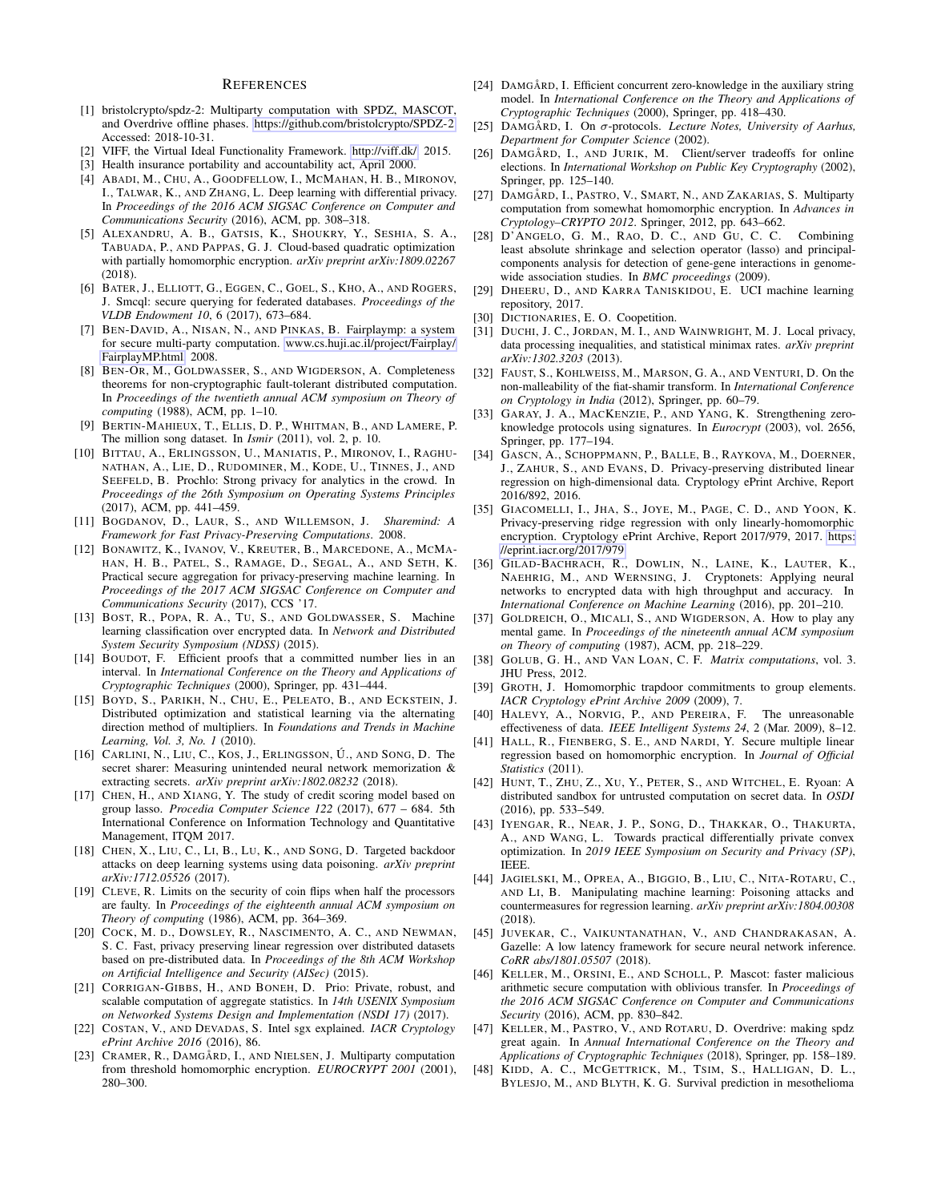# References

[1] bristolcrypto/spdz-2: Multiparty computation with SPDZ, MASCOT, and Overdrive offline phases. https://github.com/bristolcrypto/SPDZ-2 Accessed: 2018-10-31.

[2] VIFF, the Virtual Ideal Functionality Framework. http://viff.dk/ 2015.

[3] Health insurance portability and accountability act, April 2000.

[4] Abadi, M., Chu, A., Goodfellow, I., McMahan, H. B., Mironov, I., Talwar, K., and Zhang, L. Deep learning with differential privacy. In *Proceedings of the 2016 ACM SIGSAC Conference on Computer and Communications Security* (2016), ACM, pp. 308–318.

[5] Alexandru, A. B., Gatsis, K., Shoukry, Y., Seshia, S. A., Tabuada, P., and Pappas, G. J. Cloud-based quadratic optimization with partially homomorphic encryption. *arXiv preprint arXiv:1809.02267* (2018).

[6] Bater, J., Elliott, G., Eggen, C., Goel, S., Kho, A., and Rogers, J. Smcql: secure querying for federated databases. *Proceedings of the VLDB Endowment 10*, 6 (2017), 673–684.

[7] Ben-David, A., Nisan, N., and Pinkas, B. Fairplaymp: a system for secure multi-party computation. www.cs.huji.ac.il/project/Fairplay/FairplayMP.html 2008.

[8] Ben-Or, M., Goldwasser, S., and Wigderson, A. Completeness theorems for non-cryptographic fault-tolerant distributed computation. In *Proceedings of the twentieth annual ACM symposium on Theory of computing* (1988), ACM, pp. 1–10.

[9] Bertin-Mahieux, T., Ellis, D. P., Whitman, B., and Lamere, P. The million song dataset. In *Ismir* (2011), vol. 2, p. 10.

[10] Bittau, A., Erlingsson, U., Maniatis, P., Mironov, I., Raghunathan, A., Lie, D., Rudominer, M., Kode, U., Tinnes, J., and Seefeld, B. Prochlo: Strong privacy for analytics in the crowd. In *Proceedings of the 26th Symposium on Operating Systems Principles* (2017), ACM, pp. 441–459.

[11] Bogdanov, D., Laur, S., and Willemson, J. *Sharemind: A Framework for Fast Privacy-Preserving Computations*. 2008.

[12] Bonawitz, K., Ivanov, V., Kreuter, B., Marcedone, A., McMahan, H. B., Patel, S., Ramage, D., Segal, A., and Seth, K. Practical secure aggregation for privacy-preserving machine learning. In *Proceedings of the 2017 ACM SIGSAC Conference on Computer and Communications Security* (2017), CCS '17.

[13] Bost, R., Popa, R. A., Tu, S., and Goldwasser, S. Machine learning classification over encrypted data. In *Network and Distributed System Security Symposium (NDSS)* (2015).

[14] Boudot, F. Efficient proofs that a committed number lies in an interval. In *International Conference on the Theory and Applications of Cryptographic Techniques* (2000), Springer, pp. 431–444.

[15] Boyd, S., Parikh, N., Chu, E., Peleato, B., and Eckstein, J. Distributed optimization and statistical learning via the alternating direction method of multipliers. In *Foundations and Trends in Machine Learning, Vol. 3, No. 1* (2010).

[16] Carlini, N., Liu, C., Kos, J., Erlingsson, Ú., and Song, D. The secret sharer: Measuring unintended neural network memorization & extracting secrets. *arXiv preprint arXiv:1802.08232* (2018).

[17] Chen, H., and Xiang, Y. The study of credit scoring model based on group lasso. *Procedia Computer Science 122* (2017), 677 – 684. 5th International Conference on Information Technology and Quantitative Management, ITQM 2017.

[18] Chen, X., Liu, C., Li, B., Lu, K., and Song, D. Targeted backdoor attacks on deep learning systems using data poisoning. *arXiv preprint arXiv:1712.05526* (2017).

[19] Cleve, R. Limits on the security of coin flips when half the processors are faulty. In *Proceedings of the eighteenth annual ACM symposium on Theory of computing* (1986), ACM, pp. 364–369.

[20] Cock, M. d., Dowsley, R., Nascimento, A. C., and Newman, S. C. Fast, privacy preserving linear regression over distributed datasets based on pre-distributed data. In *Proceedings of the 8th ACM Workshop on Artificial Intelligence and Security (AISec)* (2015).

[21] Corrigan-Gibbs, H., and Boneh, D. Prio: Private, robust, and scalable computation of aggregate statistics. In *14th USENIX Symposium on Networked Systems Design and Implementation (NSDI 17)* (2017).

[22] Costan, V., and Devadas, S. Intel sgx explained. *IACR Cryptology ePrint Archive 2016* (2016), 86.

[23] Cramer, R., Damgård, I., and Nielsen, J. Multiparty computation from threshold homomorphic encryption. *EUROCRYPT 2001* (2001), 280–300.

[24] Damgård, I. Efficient concurrent zero-knowledge in the auxiliary string model. In *International Conference on the Theory and Applications of Cryptographic Techniques* (2000), Springer, pp. 418–430.

[25] Damgård, I. On $\sigma$-protocols. *Lecture Notes, University of Aarhus, Department for Computer Science* (2002).

[26] Damgård, I., and Jurik, M. Client/server tradeoffs for online elections. In *International Workshop on Public Key Cryptography* (2002), Springer, pp. 125–140.

[27] Damgård, I., Pastro, V., Smart, N., and Zakarias, S. Multiparty computation from somewhat homomorphic encryption. In *Advances in Cryptology–CRYPTO 2012*. Springer, 2012, pp. 643–662.

[28] D'Angelo, G. M., Rao, D. C., and Gu, C. C. Combining least absolute shrinkage and selection operator (lasso) and principal-components analysis for detection of gene-gene interactions in genome-wide association studies. In *BMC proceedings* (2009).

[29] Dheeru, D., and Karra Taniskidou, E. UCI machine learning repository, 2017.

[30] Dictionaries, E. O. Coopetition.

[31] Duchi, J. C., Jordan, M. I., and Wainwright, M. J. Local privacy, data processing inequalities, and statistical minimax rates. *arXiv preprint arXiv:1302.3203* (2013).

[32] Faust, S., Kohlweiss, M., Marson, G. A., and Venturi, D. On the non-malleability of the fiat-shamir transform. In *International Conference on Cryptology in India* (2012), Springer, pp. 60–79.

[33] Garay, J. A., MacKenzie, P., and Yang, K. Strengthening zero-knowledge protocols using signatures. In *Eurocrypt* (2003), vol. 2656, Springer, pp. 177–194.

[34] Gascn, A., Schoppmann, P., Balle, B., Raykova, M., Doerner, J., Zahur, S., and Evans, D. Privacy-preserving distributed linear regression on high-dimensional data. Cryptology ePrint Archive, Report 2016/892, 2016.

[35] Giacomelli, I., Jha, S., Joye, M., Page, C. D., and Yoon, K. Privacy-preserving ridge regression with only linearly-homomorphic encryption. Cryptology ePrint Archive, Report 2017/979, 2017. https://eprint.iacr.org/2017/979

[36] Gilad-Bachrach, R., Dowlin, N., Laine, K., Lauter, K., Naehrig, M., and Wernsing, J. Cryptonets: Applying neural networks to encrypted data with high throughput and accuracy. In *International Conference on Machine Learning* (2016), pp. 201–210.

[37] Goldreich, O., Micali, S., and Wigderson, A. How to play any mental game. In *Proceedings of the nineteenth annual ACM symposium on Theory of computing* (1987), ACM, pp. 218–229.

[38] Golub, G. H., and Van Loan, C. F. *Matrix computations*, vol. 3. JHU Press, 2012.

[39] Groth, J. Homomorphic trapdoor commitments to group elements. *IACR Cryptology ePrint Archive 2009* (2009), 7.

[40] Halevy, A., Norvig, P., and Pereira, F. The unreasonable effectiveness of data. *IEEE Intelligent Systems 24*, 2 (Mar. 2009), 8–12.

[41] Hall, R., Fienberg, S. E., and Nardi, Y. Secure multiple linear regression based on homomorphic encryption. In *Journal of Official Statistics* (2011).

[42] Hunt, T., Zhu, Z., Xu, Y., Peter, S., and Witchel, E. Ryoan: A distributed sandbox for untrusted computation on secret data. In *OSDI* (2016), pp. 533–549.

[43] Iyengar, R., Near, J. P., Song, D., Thakkar, O., Thakurta, A., and Wang, L. Towards practical differentially private convex optimization. In *2019 IEEE Symposium on Security and Privacy (SP)*, IEEE.

[44] Jagielski, M., Oprea, A., Biggio, B., Liu, C., Nita-Rotaru, C., and Li, B. Manipulating machine learning: Poisoning attacks and countermeasures for regression learning. *arXiv preprint arXiv:1804.00308* (2018).

[45] Juvekar, C., Vaikuntanathan, V., and Chandrakasan, A. Gazelle: A low latency framework for secure neural network inference. *CoRR abs/1801.05507* (2018).

[46] Keller, M., Orsini, E., and Scholl, P. Mascot: faster malicious arithmetic secure computation with oblivious transfer. In *Proceedings of the 2016 ACM SIGSAC Conference on Computer and Communications Security* (2016), ACM, pp. 830–842.

[47] Keller, M., Pastro, V., and Rotaru, D. Overdrive: making spdz great again. In *Annual International Conference on the Theory and Applications of Cryptographic Techniques* (2018), Springer, pp. 158–189.

[48] Kidd, A. C., McGettrick, M., Tsim, S., Halligan, D. L., Bylesjo, M., and Blyth, K. G. Survival prediction in mesothelioma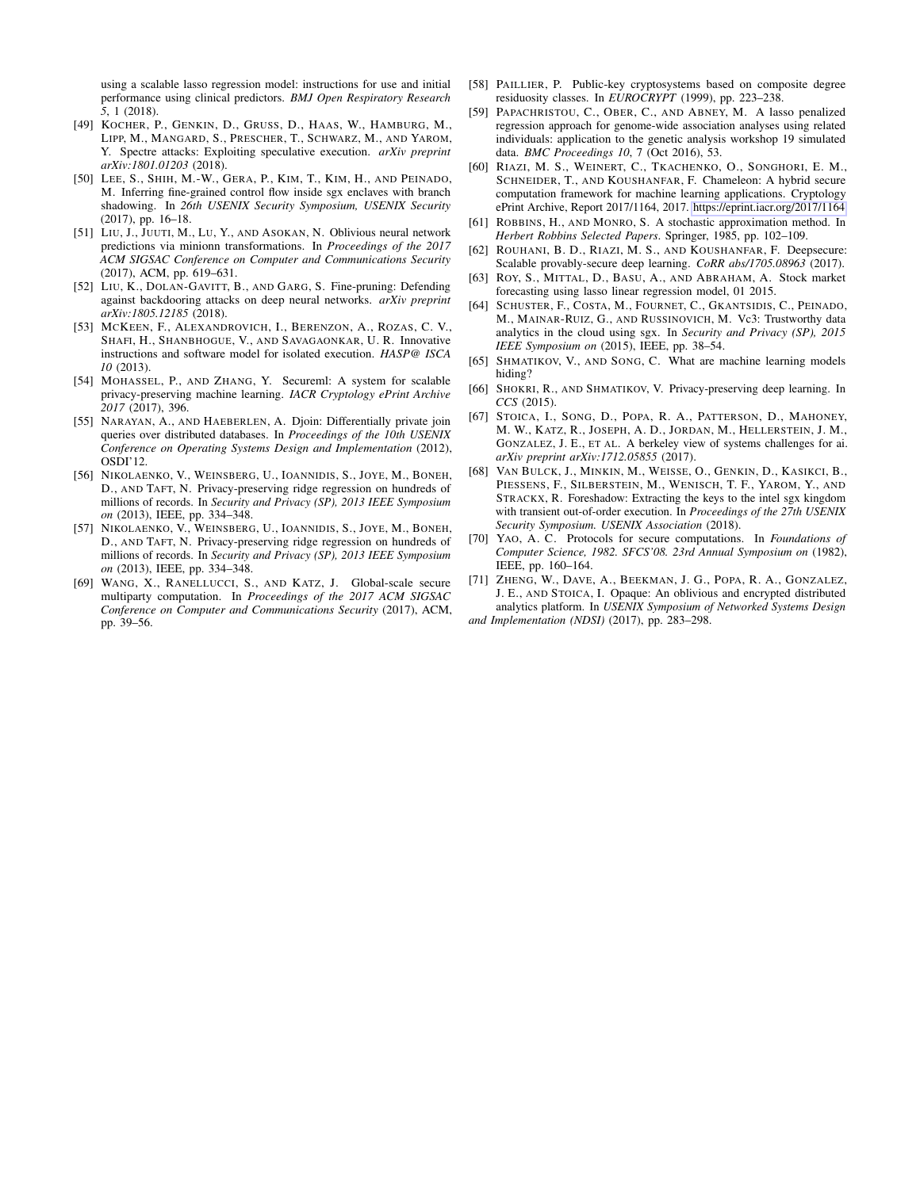using a scalable lasso regression model: instructions for use and initial performance using clinical predictors. *BMJ Open Respiratory Research 5*, 1 (2018).

[49] Kocher, P., Genkin, D., Gruss, D., Haas, W., Hamburg, M., Lipp, M., Mangard, S., Prescher, T., Schwarz, M., and Yarom, Y. Spectre attacks: Exploiting speculative execution. *arXiv preprint arXiv:1801.01203* (2018).

[50] Lee, S., Shih, M.-W., Gera, P., Kim, T., Kim, H., and Peinado, M. Inferring fine-grained control flow inside sgx enclaves with branch shadowing. In *26th USENIX Security Symposium, USENIX Security* (2017), pp. 16–18.

[51] Liu, J., Juuti, M., Lu, Y., and Asokan, N. Oblivious neural network predictions via minionn transformations. In *Proceedings of the 2017 ACM SIGSAC Conference on Computer and Communications Security* (2017), ACM, pp. 619–631.

[52] Liu, K., Dolan-Gavitt, B., and Garg, S. Fine-pruning: Defending against backdooring attacks on deep neural networks. *arXiv preprint arXiv:1805.12185* (2018).

[53] McKeen, F., Alexandrovich, I., Berenzon, A., Rozas, C. V., Shafi, H., Shanbhogue, V., and Savagaonkar, U. R. Innovative instructions and software model for isolated execution. *HASP@ ISCA 10* (2013).

[54] Mohassel, P., and Zhang, Y. Secureml: A system for scalable privacy-preserving machine learning. *IACR Cryptology ePrint Archive 2017* (2017), 396.

[55] Narayan, A., and Haeberlen, A. Djoin: Differentially private join queries over distributed databases. In *Proceedings of the 10th USENIX Conference on Operating Systems Design and Implementation* (2012), OSDI'12.

[56] Nikolaenko, V., Weinsberg, U., Ioannidis, S., Joye, M., Boneh, D., and Taft, N. Privacy-preserving ridge regression on hundreds of millions of records. In *Security and Privacy (SP), 2013 IEEE Symposium on* (2013), IEEE, pp. 334–348.

[57] Nikolaenko, V., Weinsberg, U., Ioannidis, S., Joye, M., Boneh, D., and Taft, N. Privacy-preserving ridge regression on hundreds of millions of records. In *Security and Privacy (SP), 2013 IEEE Symposium on* (2013), IEEE, pp. 334–348.

[69] Wang, X., Ranellucci, S., and Katz, J. Global-scale secure multiparty computation. In *Proceedings of the 2017 ACM SIGSAC Conference on Computer and Communications Security* (2017), ACM, pp. 39–56.

[58] Paillier, P. Public-key cryptosystems based on composite degree residuosity classes. In *EUROCRYPT* (1999), pp. 223–238.

[59] Papachristou, C., Ober, C., and Abney, M. A lasso penalized regression approach for genome-wide association analyses using related individuals: application to the genetic analysis workshop 19 simulated data. *BMC Proceedings 10*, 7 (Oct 2016), 53.

[60] Riazi, M. S., Weinert, C., Tkachenko, O., Songhori, E. M., Schneider, T., and Koushanfar, F. Chameleon: A hybrid secure computation framework for machine learning applications. Cryptology ePrint Archive, Report 2017/1164, 2017. https://eprint.iacr.org/2017/1164.

[61] Robbins, H., and Monro, S. A stochastic approximation method. In *Herbert Robbins Selected Papers*. Springer, 1985, pp. 102–109.

[62] Rouhani, B. D., Riazi, M. S., and Koushanfar, F. Deepsecure: Scalable provably-secure deep learning. *CoRR abs/1705.08963* (2017).

[63] Roy, S., Mittal, D., Basu, A., and Abraham, A. Stock market forecasting using lasso linear regression model, 01 2015.

[64] Schuster, F., Costa, M., Fournet, C., Gkantsidis, C., Peinado, M., Mainar-Ruiz, G., and Russinovich, M. Vc3: Trustworthy data analytics in the cloud using sgx. In *Security and Privacy (SP), 2015 IEEE Symposium on* (2015), IEEE, pp. 38–54.

[65] Shmatikov, V., and Song, C. What are machine learning models hiding?

[66] Shokri, R., and Shmatikov, V. Privacy-preserving deep learning. In *CCS* (2015).

[67] Stoica, I., Song, D., Popa, R. A., Patterson, D., Mahoney, M. W., Katz, R., Joseph, A. D., Jordan, M., Hellerstein, J. M., Gonzalez, J. E., et al. A berkeley view of systems challenges for ai. *arXiv preprint arXiv:1712.05855* (2017).

[68] Van Bulck, J., Minkin, M., Weisse, O., Genkin, D., Kasikci, B., Piessens, F., Silberstein, M., Wenisch, T. F., Yarom, Y., and Strackx, R. Foreshadow: Extracting the keys to the intel sgx kingdom with transient out-of-order execution. In *Proceedings of the 27th USENIX Security Symposium. USENIX Association* (2018).

[70] Yao, A. C. Protocols for secure computations. In *Foundations of Computer Science, 1982. SFCS'08. 23rd Annual Symposium on* (1982), IEEE, pp. 160–164.

[71] Zheng, W., Dave, A., Beekman, J. G., Popa, R. A., Gonzalez, J. E., and Stoica, I. Opaque: An oblivious and encrypted distributed analytics platform. In *USENIX Symposium of Networked Systems Design and Implementation (NDSI)* (2017), pp. 283–298.